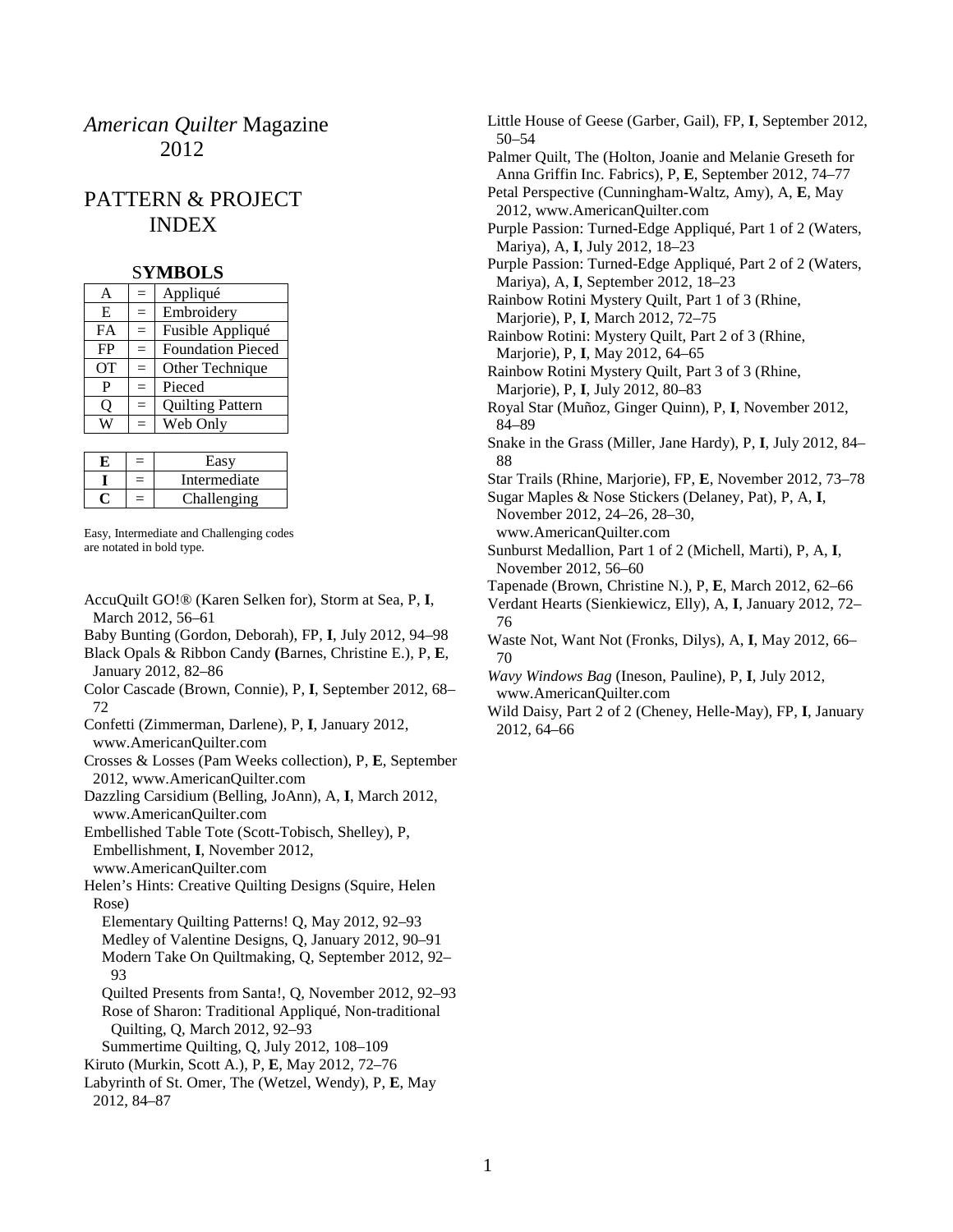# *American Quilter* Magazine 2012

# PATTERN & PROJECT INDEX

### S**YMBOLS**

| A | = | Appliqué |
|---|---|---|
| E | = | Embroidery |
| FA | = | Fusible Appliqué |
| FP | = | Foundation Pieced |
| OT | = | Other Technique |
| P | = | Pieced |
| Q | = | Quilting Pattern |
| W | = | Web Only |

| **E** | = | Easy |
|---|---|---|
| **I** | = | Intermediate |
| **C** | = | Challenging |

Easy, Intermediate and Challenging codes are notated in bold type.

AccuQuilt GO!® (Karen Selken for), Storm at Sea, P, **I**, March 2012, 56–61

Baby Bunting (Gordon, Deborah), FP, **I**, July 2012, 94–98

Black Opals & Ribbon Candy **(**Barnes, Christine E.), P, **E**, January 2012, 82–86

Color Cascade (Brown, Connie), P, **I**, September 2012, 68–72

Confetti (Zimmerman, Darlene), P, **I**, January 2012, www.AmericanQuilter.com

Crosses & Losses (Pam Weeks collection), P, **E**, September 2012, www.AmericanQuilter.com

Dazzling Carsidium (Belling, JoAnn), A, **I**, March 2012, www.AmericanQuilter.com

Embellished Table Tote (Scott-Tobisch, Shelley), P, Embellishment, **I**, November 2012, www.AmericanQuilter.com

Helen's Hints: Creative Quilting Designs (Squire, Helen Rose)

- Elementary Quilting Patterns! Q, May 2012, 92–93
- Medley of Valentine Designs, Q, January 2012, 90–91
- Modern Take On Quiltmaking, Q, September 2012, 92–93
- Quilted Presents from Santa!, Q, November 2012, 92–93
- Rose of Sharon: Traditional Appliqué, Non-traditional Quilting, Q, March 2012, 92–93
- Summertime Quilting, Q, July 2012, 108–109

Kiruto (Murkin, Scott A.), P, **E**, May 2012, 72–76

Labyrinth of St. Omer, The (Wetzel, Wendy), P, **E**, May 2012, 84–87

Little House of Geese (Garber, Gail), FP, **I**, September 2012, 50–54

Palmer Quilt, The (Holton, Joanie and Melanie Greseth for Anna Griffin Inc. Fabrics), P, **E**, September 2012, 74–77

Petal Perspective (Cunningham-Waltz, Amy), A, **E**, May 2012, www.AmericanQuilter.com

Purple Passion: Turned-Edge Appliqué, Part 1 of 2 (Waters, Mariya), A, **I**, July 2012, 18–23

Purple Passion: Turned-Edge Appliqué, Part 2 of 2 (Waters, Mariya), A, **I**, September 2012, 18–23

Rainbow Rotini Mystery Quilt, Part 1 of 3 (Rhine, Marjorie), P, **I**, March 2012, 72–75

Rainbow Rotini: Mystery Quilt, Part 2 of 3 (Rhine, Marjorie), P, **I**, May 2012, 64–65

Rainbow Rotini Mystery Quilt, Part 3 of 3 (Rhine, Marjorie), P, **I**, July 2012, 80–83

Royal Star (Muñoz, Ginger Quinn), P, **I**, November 2012, 84–89

Snake in the Grass (Miller, Jane Hardy), P, **I**, July 2012, 84–88

Star Trails (Rhine, Marjorie), FP, **E**, November 2012, 73–78

Sugar Maples & Nose Stickers (Delaney, Pat), P, A, **I**, November 2012, 24–26, 28–30, www.AmericanQuilter.com

Sunburst Medallion, Part 1 of 2 (Michell, Marti), P, A, **I**, November 2012, 56–60

Tapenade (Brown, Christine N.), P, **E**, March 2012, 62–66

Verdant Hearts (Sienkiewicz, Elly), A, **I**, January 2012, 72–76

Waste Not, Want Not (Fronks, Dilys), A, **I**, May 2012, 66–70

*Wavy Windows Bag* (Ineson, Pauline), P, **I**, July 2012, www.AmericanQuilter.com

Wild Daisy, Part 2 of 2 (Cheney, Helle-May), FP, **I**, January 2012, 64–66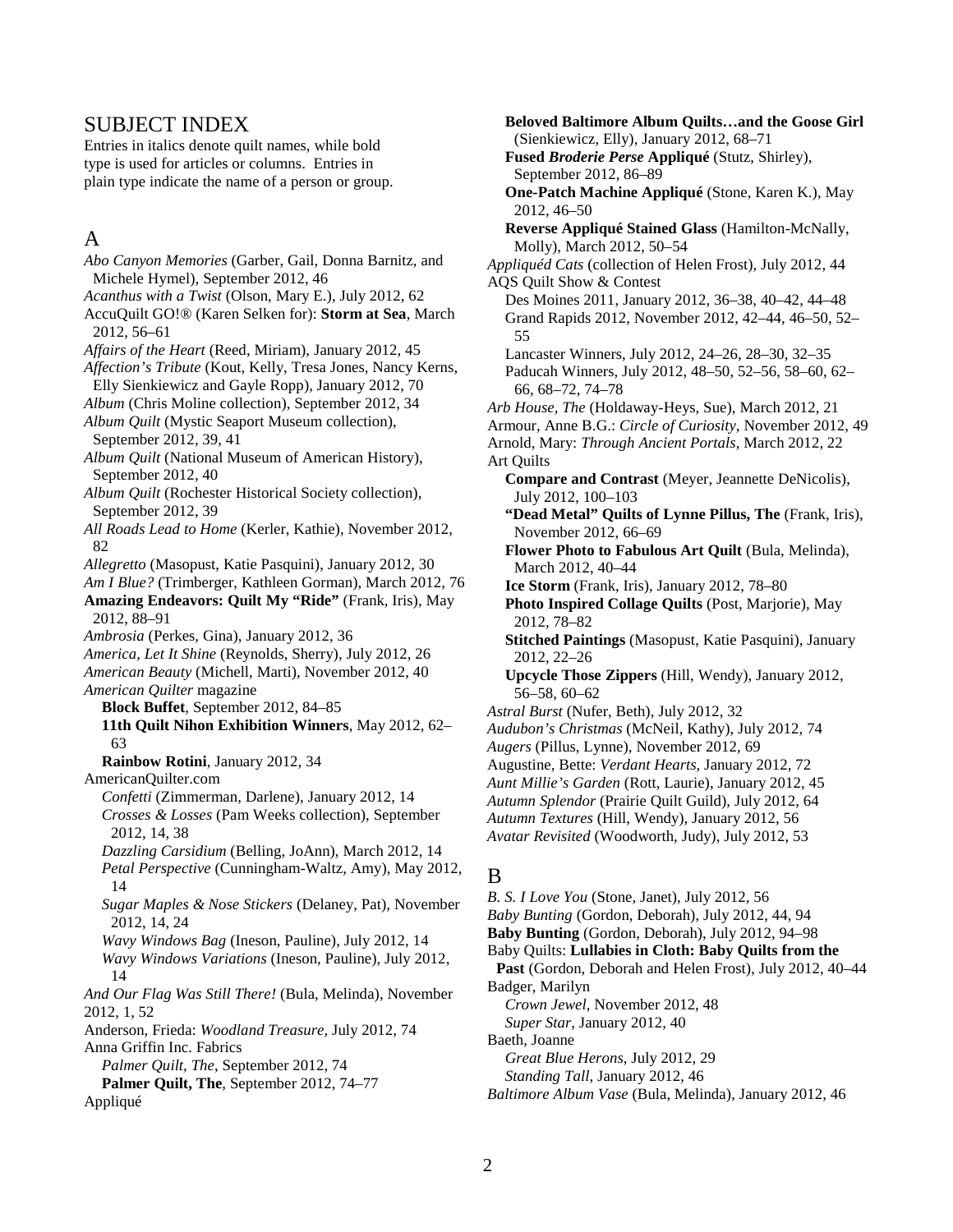# SUBJECT INDEX

Entries in italics denote quilt names, while bold type is used for articles or columns. Entries in plain type indicate the name of a person or group.

## A

*Abo Canyon Memories* (Garber, Gail, Donna Barnitz, and Michele Hymel), September 2012, 46

*Acanthus with a Twist* (Olson, Mary E.), July 2012, 62

AccuQuilt GO!® (Karen Selken for): **Storm at Sea**, March 2012, 56–61

*Affairs of the Heart* (Reed, Miriam), January 2012, 45

*Affection's Tribute* (Kout, Kelly, Tresa Jones, Nancy Kerns, Elly Sienkiewicz and Gayle Ropp), January 2012, 70

*Album* (Chris Moline collection), September 2012, 34

*Album Quilt* (Mystic Seaport Museum collection), September 2012, 39, 41

*Album Quilt* (National Museum of American History), September 2012, 40

*Album Quilt* (Rochester Historical Society collection), September 2012, 39

*All Roads Lead to Home* (Kerler, Kathie), November 2012, 82

*Allegretto* (Masopust, Katie Pasquini), January 2012, 30

*Am I Blue?* (Trimberger, Kathleen Gorman), March 2012, 76

**Amazing Endeavors: Quilt My "Ride"** (Frank, Iris), May 2012, 88–91

*Ambrosia* (Perkes, Gina), January 2012, 36

*America, Let It Shine* (Reynolds, Sherry), July 2012, 26

*American Beauty* (Michell, Marti), November 2012, 40

*American Quilter* magazine

- **Block Buffet**, September 2012, 84–85
- **11th Quilt Nihon Exhibition Winners**, May 2012, 62–63
- **Rainbow Rotini**, January 2012, 34

AmericanQuilter.com

- *Confetti* (Zimmerman, Darlene), January 2012, 14
- *Crosses & Losses* (Pam Weeks collection), September 2012, 14, 38
- *Dazzling Carsidium* (Belling, JoAnn), March 2012, 14
- *Petal Perspective* (Cunningham-Waltz, Amy), May 2012, 14
- *Sugar Maples & Nose Stickers* (Delaney, Pat), November 2012, 14, 24
- *Wavy Windows Bag* (Ineson, Pauline), July 2012, 14
- *Wavy Windows Variations* (Ineson, Pauline), July 2012, 14

*And Our Flag Was Still There!* (Bula, Melinda), November 2012, 1, 52

Anderson, Frieda: *Woodland Treasure*, July 2012, 74

Anna Griffin Inc. Fabrics

- *Palmer Quilt, The*, September 2012, 74
- **Palmer Quilt, The**, September 2012, 74–77

Appliqué

- **Beloved Baltimore Album Quilts…and the Goose Girl** (Sienkiewicz, Elly), January 2012, 68–71
- **Fused *Broderie Perse* Appliqué** (Stutz, Shirley), September 2012, 86–89
- **One-Patch Machine Appliqué** (Stone, Karen K.), May 2012, 46–50
- **Reverse Appliqué Stained Glass** (Hamilton-McNally, Molly), March 2012, 50–54

*Appliquéd Cats* (collection of Helen Frost), July 2012, 44

AQS Quilt Show & Contest

- Des Moines 2011, January 2012, 36–38, 40–42, 44–48
- Grand Rapids 2012, November 2012, 42–44, 46–50, 52–55
- Lancaster Winners, July 2012, 24–26, 28–30, 32–35
- Paducah Winners, July 2012, 48–50, 52–56, 58–60, 62–66, 68–72, 74–78

*Arb House, The* (Holdaway-Heys, Sue), March 2012, 21

Armour, Anne B.G.: *Circle of Curiosity*, November 2012, 49

Arnold, Mary: *Through Ancient Portals*, March 2012, 22

Art Quilts

- **Compare and Contrast** (Meyer, Jeannette DeNicolis), July 2012, 100–103
- **"Dead Metal" Quilts of Lynne Pillus, The** (Frank, Iris), November 2012, 66–69
- **Flower Photo to Fabulous Art Quilt** (Bula, Melinda), March 2012, 40–44
- **Ice Storm** (Frank, Iris), January 2012, 78–80
- **Photo Inspired Collage Quilts** (Post, Marjorie), May 2012, 78–82
- **Stitched Paintings** (Masopust, Katie Pasquini), January 2012, 22–26
- **Upcycle Those Zippers** (Hill, Wendy), January 2012, 56–58, 60–62

*Astral Burst* (Nufer, Beth), July 2012, 32

*Audubon's Christmas* (McNeil, Kathy), July 2012, 74

*Augers* (Pillus, Lynne), November 2012, 69

Augustine, Bette: *Verdant Hearts*, January 2012, 72

*Aunt Millie's Garden* (Rott, Laurie), January 2012, 45

*Autumn Splendor* (Prairie Quilt Guild), July 2012, 64

*Autumn Textures* (Hill, Wendy), January 2012, 56

*Avatar Revisited* (Woodworth, Judy), July 2012, 53

## B

*B. S. I Love You* (Stone, Janet), July 2012, 56

*Baby Bunting* (Gordon, Deborah), July 2012, 44, 94

**Baby Bunting** (Gordon, Deborah), July 2012, 94–98

Baby Quilts: **Lullabies in Cloth: Baby Quilts from the Past** (Gordon, Deborah and Helen Frost), July 2012, 40–44

Badger, Marilyn

- *Crown Jewel*, November 2012, 48
- *Super Star*, January 2012, 40

Baeth, Joanne

- *Great Blue Herons*, July 2012, 29
- *Standing Tall*, January 2012, 46

*Baltimore Album Vase* (Bula, Melinda), January 2012, 46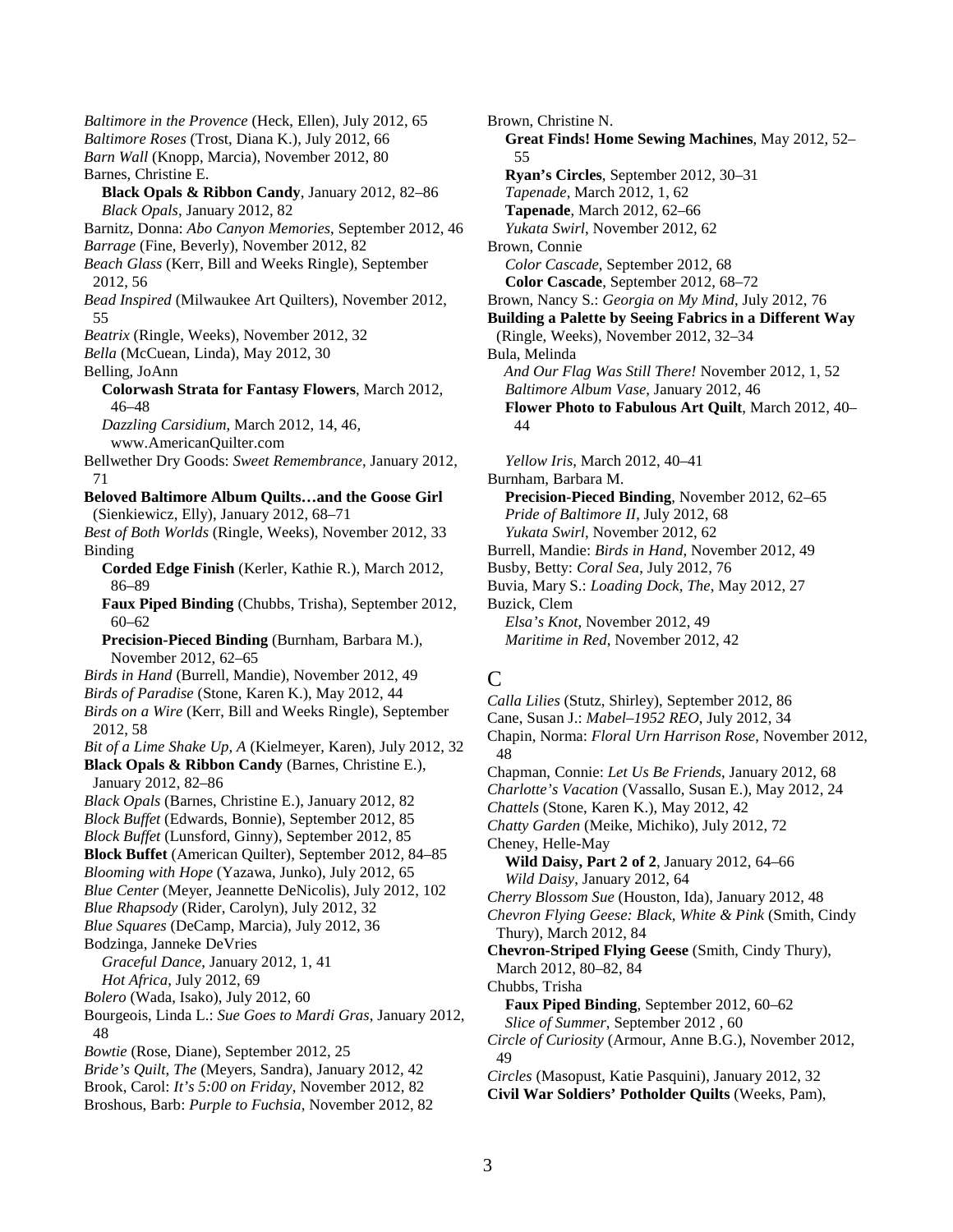*Baltimore in the Provence* (Heck, Ellen), July 2012, 65
*Baltimore Roses* (Trost, Diana K.), July 2012, 66
*Barn Wall* (Knopp, Marcia), November 2012, 80
Barnes, Christine E.
  **Black Opals & Ribbon Candy**, January 2012, 82–86
  *Black Opals*, January 2012, 82
Barnitz, Donna: *Abo Canyon Memories*, September 2012, 46
*Barrage* (Fine, Beverly), November 2012, 82
*Beach Glass* (Kerr, Bill and Weeks Ringle), September 2012, 56
*Bead Inspired* (Milwaukee Art Quilters), November 2012, 55
*Beatrix* (Ringle, Weeks), November 2012, 32
*Bella* (McCuean, Linda), May 2012, 30
Belling, JoAnn
  **Colorwash Strata for Fantasy Flowers**, March 2012, 46–48
  *Dazzling Carsidium*, March 2012, 14, 46, www.AmericanQuilter.com
Bellwether Dry Goods: *Sweet Remembrance*, January 2012, 71
**Beloved Baltimore Album Quilts…and the Goose Girl** (Sienkiewicz, Elly), January 2012, 68–71
*Best of Both Worlds* (Ringle, Weeks), November 2012, 33
Binding
  **Corded Edge Finish** (Kerler, Kathie R.), March 2012, 86–89
  **Faux Piped Binding** (Chubbs, Trisha), September 2012, 60–62
  **Precision-Pieced Binding** (Burnham, Barbara M.), November 2012, 62–65
*Birds in Hand* (Burrell, Mandie), November 2012, 49
*Birds of Paradise* (Stone, Karen K.), May 2012, 44
*Birds on a Wire* (Kerr, Bill and Weeks Ringle), September 2012, 58
*Bit of a Lime Shake Up, A* (Kielmeyer, Karen), July 2012, 32
**Black Opals & Ribbon Candy** (Barnes, Christine E.), January 2012, 82–86
*Black Opals* (Barnes, Christine E.), January 2012, 82
*Block Buffet* (Edwards, Bonnie), September 2012, 85
*Block Buffet* (Lunsford, Ginny), September 2012, 85
**Block Buffet** (American Quilter), September 2012, 84–85
*Blooming with Hope* (Yazawa, Junko), July 2012, 65
*Blue Center* (Meyer, Jeannette DeNicolis), July 2012, 102
*Blue Rhapsody* (Rider, Carolyn), July 2012, 32
*Blue Squares* (DeCamp, Marcia), July 2012, 36
Bodzinga, Janneke DeVries
  *Graceful Dance*, January 2012, 1, 41
  *Hot Africa*, July 2012, 69
*Bolero* (Wada, Isako), July 2012, 60
Bourgeois, Linda L.: *Sue Goes to Mardi Gras*, January 2012, 48
*Bowtie* (Rose, Diane), September 2012, 25
*Bride's Quilt, The* (Meyers, Sandra), January 2012, 42
Brook, Carol: *It's 5:00 on Friday*, November 2012, 82
Broshous, Barb: *Purple to Fuchsia*, November 2012, 82
Brown, Christine N.
  **Great Finds! Home Sewing Machines**, May 2012, 52–55
  **Ryan's Circles**, September 2012, 30–31
  *Tapenade*, March 2012, 1, 62
  **Tapenade**, March 2012, 62–66
  *Yukata Swirl*, November 2012, 62
Brown, Connie
  *Color Cascade*, September 2012, 68
  **Color Cascade**, September 2012, 68–72
Brown, Nancy S.: *Georgia on My Mind*, July 2012, 76
**Building a Palette by Seeing Fabrics in a Different Way** (Ringle, Weeks), November 2012, 32–34
Bula, Melinda
  *And Our Flag Was Still There!* November 2012, 1, 52
  *Baltimore Album Vase*, January 2012, 46
  **Flower Photo to Fabulous Art Quilt**, March 2012, 40–44
  *Yellow Iris*, March 2012, 40–41
Burnham, Barbara M.
  **Precision-Pieced Binding**, November 2012, 62–65
  *Pride of Baltimore II*, July 2012, 68
  *Yukata Swirl*, November 2012, 62
Burrell, Mandie: *Birds in Hand*, November 2012, 49
Busby, Betty: *Coral Sea*, July 2012, 76
Buvia, Mary S.: *Loading Dock, The*, May 2012, 27
Buzick, Clem
  *Elsa's Knot*, November 2012, 49
  *Maritime in Red*, November 2012, 42

# C

*Calla Lilies* (Stutz, Shirley), September 2012, 86
Cane, Susan J.: *Mabel–1952 REO*, July 2012, 34
Chapin, Norma: *Floral Urn Harrison Rose*, November 2012, 48
Chapman, Connie: *Let Us Be Friends*, January 2012, 68
*Charlotte's Vacation* (Vassallo, Susan E.), May 2012, 24
*Chattels* (Stone, Karen K.), May 2012, 42
*Chatty Garden* (Meike, Michiko), July 2012, 72
Cheney, Helle-May
  **Wild Daisy, Part 2 of 2**, January 2012, 64–66
  *Wild Daisy*, January 2012, 64
*Cherry Blossom Sue* (Houston, Ida), January 2012, 48
*Chevron Flying Geese: Black, White & Pink* (Smith, Cindy Thury), March 2012, 84
**Chevron-Striped Flying Geese** (Smith, Cindy Thury), March 2012, 80–82, 84
Chubbs, Trisha
  **Faux Piped Binding**, September 2012, 60–62
  *Slice of Summer*, September 2012 , 60
*Circle of Curiosity* (Armour, Anne B.G.), November 2012, 49
*Circles* (Masopust, Katie Pasquini), January 2012, 32
**Civil War Soldiers' Potholder Quilts** (Weeks, Pam),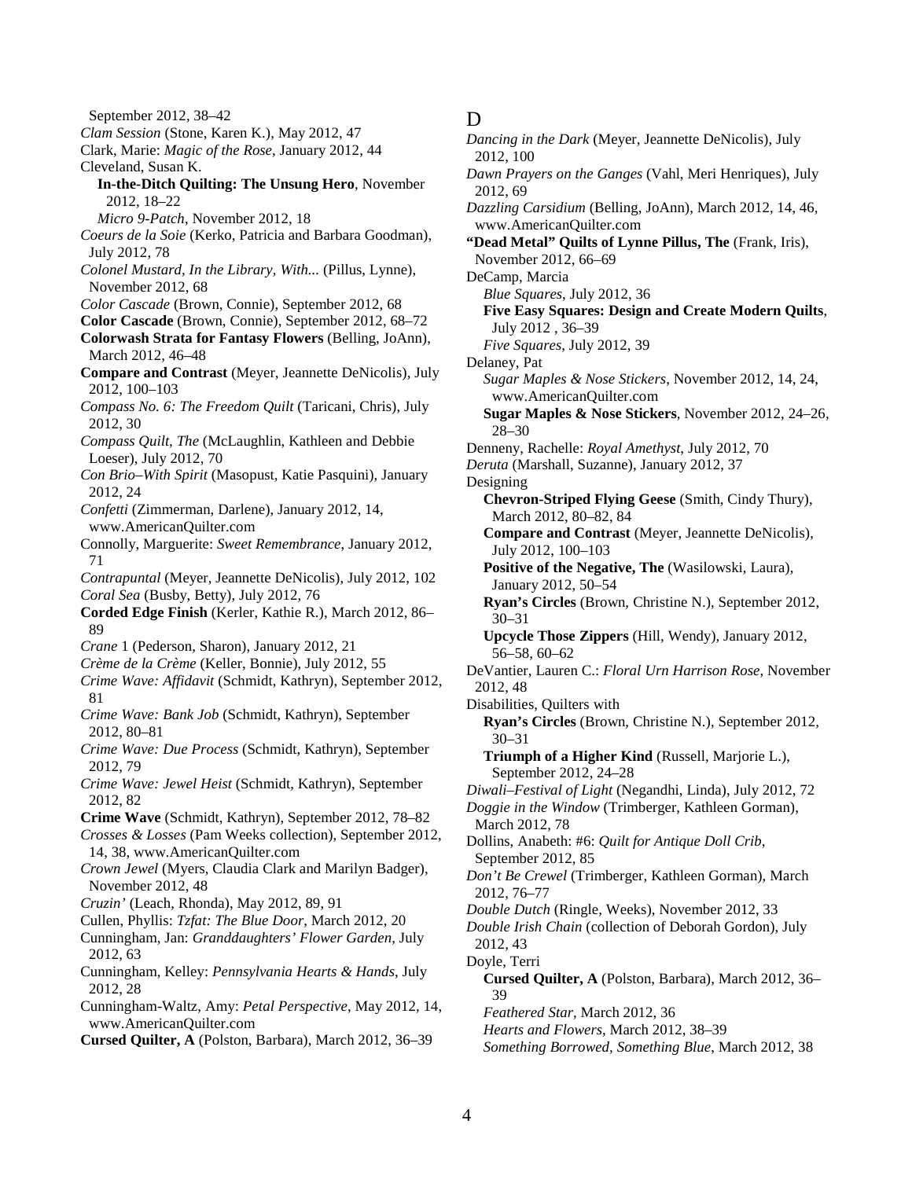September 2012, 38–42

*Clam Session* (Stone, Karen K.), May 2012, 47

Clark, Marie: *Magic of the Rose*, January 2012, 44

Cleveland, Susan K.

- **In-the-Ditch Quilting: The Unsung Hero**, November 2012, 18–22
- *Micro 9-Patch*, November 2012, 18

*Coeurs de la Soie* (Kerko, Patricia and Barbara Goodman), July 2012, 78

*Colonel Mustard, In the Library, With...* (Pillus, Lynne), November 2012, 68

*Color Cascade* (Brown, Connie), September 2012, 68

**Color Cascade** (Brown, Connie), September 2012, 68–72

**Colorwash Strata for Fantasy Flowers** (Belling, JoAnn), March 2012, 46–48

**Compare and Contrast** (Meyer, Jeannette DeNicolis), July 2012, 100–103

*Compass No. 6: The Freedom Quilt* (Taricani, Chris), July 2012, 30

*Compass Quilt, The* (McLaughlin, Kathleen and Debbie Loeser), July 2012, 70

*Con Brio–With Spirit* (Masopust, Katie Pasquini), January 2012, 24

*Confetti* (Zimmerman, Darlene), January 2012, 14, www.AmericanQuilter.com

Connolly, Marguerite: *Sweet Remembrance*, January 2012, 71

*Contrapuntal* (Meyer, Jeannette DeNicolis), July 2012, 102

*Coral Sea* (Busby, Betty), July 2012, 76

**Corded Edge Finish** (Kerler, Kathie R.), March 2012, 86–89

*Crane* 1 (Pederson, Sharon), January 2012, 21

*Crème de la Crème* (Keller, Bonnie), July 2012, 55

*Crime Wave: Affidavit* (Schmidt, Kathryn), September 2012, 81

*Crime Wave: Bank Job* (Schmidt, Kathryn), September 2012, 80–81

*Crime Wave: Due Process* (Schmidt, Kathryn), September 2012, 79

*Crime Wave: Jewel Heist* (Schmidt, Kathryn), September 2012, 82

**Crime Wave** (Schmidt, Kathryn), September 2012, 78–82

*Crosses & Losses* (Pam Weeks collection), September 2012, 14, 38, www.AmericanQuilter.com

*Crown Jewel* (Myers, Claudia Clark and Marilyn Badger), November 2012, 48

*Cruzin'* (Leach, Rhonda), May 2012, 89, 91

Cullen, Phyllis: *Tzfat: The Blue Door*, March 2012, 20

Cunningham, Jan: *Granddaughters' Flower Garden*, July 2012, 63

Cunningham, Kelley: *Pennsylvania Hearts & Hands*, July 2012, 28

Cunningham-Waltz, Amy: *Petal Perspective*, May 2012, 14, www.AmericanQuilter.com

**Cursed Quilter, A** (Polston, Barbara), March 2012, 36–39

# D

*Dancing in the Dark* (Meyer, Jeannette DeNicolis), July 2012, 100

*Dawn Prayers on the Ganges* (Vahl, Meri Henriques), July 2012, 69

*Dazzling Carsidium* (Belling, JoAnn), March 2012, 14, 46, www.AmericanQuilter.com

**"Dead Metal" Quilts of Lynne Pillus, The** (Frank, Iris), November 2012, 66–69

DeCamp, Marcia

- *Blue Squares*, July 2012, 36
- **Five Easy Squares: Design and Create Modern Quilts**, July 2012 , 36–39
- *Five Squares*, July 2012, 39

Delaney, Pat

- *Sugar Maples & Nose Stickers*, November 2012, 14, 24, www.AmericanQuilter.com
- **Sugar Maples & Nose Stickers**, November 2012, 24–26, 28–30

Denneny, Rachelle: *Royal Amethyst*, July 2012, 70

*Deruta* (Marshall, Suzanne), January 2012, 37

Designing

- **Chevron-Striped Flying Geese** (Smith, Cindy Thury), March 2012, 80–82, 84
- **Compare and Contrast** (Meyer, Jeannette DeNicolis), July 2012, 100–103
- **Positive of the Negative, The** (Wasilowski, Laura), January 2012, 50–54
- **Ryan's Circles** (Brown, Christine N.), September 2012, 30–31
- **Upcycle Those Zippers** (Hill, Wendy), January 2012, 56–58, 60–62

DeVantier, Lauren C.: *Floral Urn Harrison Rose*, November 2012, 48

Disabilities, Quilters with

- **Ryan's Circles** (Brown, Christine N.), September 2012, 30–31
- **Triumph of a Higher Kind** (Russell, Marjorie L.), September 2012, 24–28

*Diwali–Festival of Light* (Negandhi, Linda), July 2012, 72

*Doggie in the Window* (Trimberger, Kathleen Gorman), March 2012, 78

Dollins, Anabeth: #6: *Quilt for Antique Doll Crib*, September 2012, 85

*Don't Be Crewel* (Trimberger, Kathleen Gorman), March 2012, 76–77

*Double Dutch* (Ringle, Weeks), November 2012, 33

*Double Irish Chain* (collection of Deborah Gordon), July 2012, 43

Doyle, Terri

- **Cursed Quilter, A** (Polston, Barbara), March 2012, 36–39
- *Feathered Star*, March 2012, 36
- *Hearts and Flowers*, March 2012, 38–39
- *Something Borrowed, Something Blue*, March 2012, 38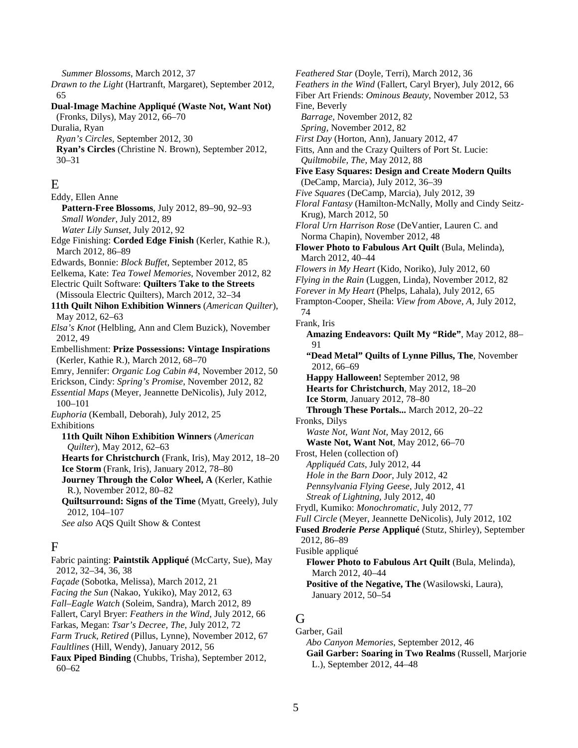*Summer Blossoms*, March 2012, 37

*Drawn to the Light* (Hartranft, Margaret), September 2012, 65

**Dual-Image Machine Appliqué (Waste Not, Want Not)** (Fronks, Dilys), May 2012, 66–70

Duralia, Ryan
- *Ryan's Circles*, September 2012, 30
- **Ryan's Circles** (Christine N. Brown), September 2012, 30–31

## E

Eddy, Ellen Anne
- **Pattern-Free Blossoms**, July 2012, 89–90, 92–93
- *Small Wonder*, July 2012, 89
- *Water Lily Sunset*, July 2012, 92

Edge Finishing: **Corded Edge Finish** (Kerler, Kathie R.), March 2012, 86–89

Edwards, Bonnie: *Block Buffet*, September 2012, 85

Eelkema, Kate: *Tea Towel Memories*, November 2012, 82

Electric Quilt Software: **Quilters Take to the Streets** (Missoula Electric Quilters), March 2012, 32–34

**11th Quilt Nihon Exhibition Winners** (*American Quilter*), May 2012, 62–63

*Elsa's Knot* (Helbling, Ann and Clem Buzick), November 2012, 49

Embellishment: **Prize Possessions: Vintage Inspirations** (Kerler, Kathie R.), March 2012, 68–70

Emry, Jennifer: *Organic Log Cabin #4*, November 2012, 50

Erickson, Cindy: *Spring's Promise*, November 2012, 82

*Essential Maps* (Meyer, Jeannette DeNicolis), July 2012, 100–101

*Euphoria* (Kemball, Deborah), July 2012, 25

Exhibitions
- **11th Quilt Nihon Exhibition Winners** (*American Quilter*), May 2012, 62–63
- **Hearts for Christchurch** (Frank, Iris), May 2012, 18–20
- **Ice Storm** (Frank, Iris), January 2012, 78–80
- **Journey Through the Color Wheel, A** (Kerler, Kathie R.), November 2012, 80–82
- **Quiltsurround: Signs of the Time** (Myatt, Greely), July 2012, 104–107
- *See also* AQS Quilt Show & Contest

## F

Fabric painting: **Paintstik Appliqué** (McCarty, Sue), May 2012, 32–34, 36, 38

*Façade* (Sobotka, Melissa), March 2012, 21

*Facing the Sun* (Nakao, Yukiko), May 2012, 63

*Fall–Eagle Watch* (Soleim, Sandra), March 2012, 89

Fallert, Caryl Bryer: *Feathers in the Wind*, July 2012, 66

Farkas, Megan: *Tsar's Decree, The*, July 2012, 72

*Farm Truck, Retired* (Pillus, Lynne), November 2012, 67

*Faultlines* (Hill, Wendy), January 2012, 56

**Faux Piped Binding** (Chubbs, Trisha), September 2012, 60–62

*Feathered Star* (Doyle, Terri), March 2012, 36

*Feathers in the Wind* (Fallert, Caryl Bryer), July 2012, 66

Fiber Art Friends: *Ominous Beauty*, November 2012, 53

Fine, Beverly
- *Barrage*, November 2012, 82
- *Spring*, November 2012, 82

*First Day* (Horton, Ann), January 2012, 47

Fitts, Ann and the Crazy Quilters of Port St. Lucie:
- *Quiltmobile, The*, May 2012, 88

**Five Easy Squares: Design and Create Modern Quilts** (DeCamp, Marcia), July 2012, 36–39

*Five Squares* (DeCamp, Marcia), July 2012, 39

*Floral Fantasy* (Hamilton-McNally, Molly and Cindy Seitz-Krug), March 2012, 50

*Floral Urn Harrison Rose* (DeVantier, Lauren C. and Norma Chapin), November 2012, 48

**Flower Photo to Fabulous Art Quilt** (Bula, Melinda), March 2012, 40–44

*Flowers in My Heart* (Kido, Noriko), July 2012, 60

*Flying in the Rain* (Luggen, Linda), November 2012, 82

*Forever in My Heart* (Phelps, Lahala), July 2012, 65

Frampton-Cooper, Sheila: *View from Above, A*, July 2012, 74

Frank, Iris
- **Amazing Endeavors: Quilt My "Ride"**, May 2012, 88–91
- **"Dead Metal" Quilts of Lynne Pillus, The**, November 2012, 66–69
- **Happy Halloween!** September 2012, 98
- **Hearts for Christchurch**, May 2012, 18–20
- **Ice Storm**, January 2012, 78–80
- **Through These Portals...** March 2012, 20–22

Fronks, Dilys
- *Waste Not, Want Not*, May 2012, 66
- **Waste Not, Want Not**, May 2012, 66–70

Frost, Helen (collection of)
- *Appliquéd Cats*, July 2012, 44
- *Hole in the Barn Door*, July 2012, 42
- *Pennsylvania Flying Geese*, July 2012, 41
- *Streak of Lightning*, July 2012, 40

Frydl, Kumiko: *Monochromatic*, July 2012, 77

*Full Circle* (Meyer, Jeannette DeNicolis), July 2012, 102

**Fused *Broderie Perse* Appliqué** (Stutz, Shirley), September 2012, 86–89

Fusible appliqué
- **Flower Photo to Fabulous Art Quilt** (Bula, Melinda), March 2012, 40–44
- **Positive of the Negative, The** (Wasilowski, Laura), January 2012, 50–54

## G

Garber, Gail
- *Abo Canyon Memories*, September 2012, 46
- **Gail Garber: Soaring in Two Realms** (Russell, Marjorie L.), September 2012, 44–48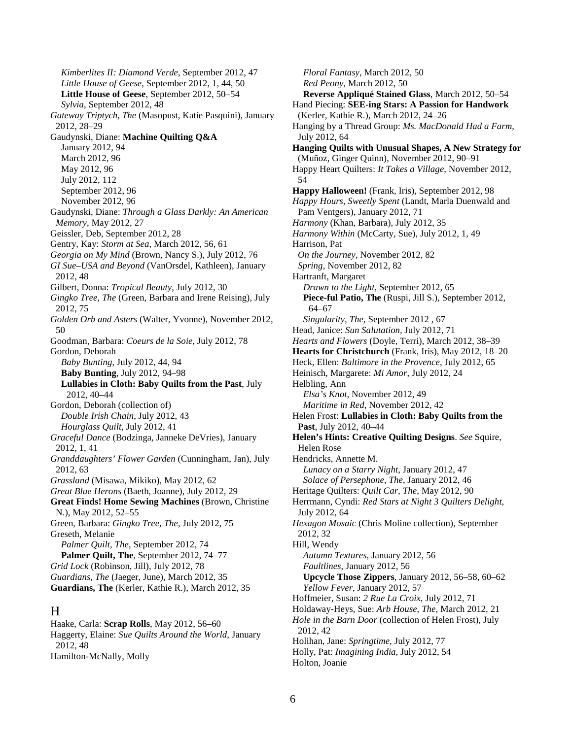*Kimberlites II: Diamond Verde*, September 2012, 47
*Little House of Geese*, September 2012, 1, 44, 50
**Little House of Geese**, September 2012, 50–54
*Sylvia*, September 2012, 48
*Gateway Triptych, The* (Masopust, Katie Pasquini), January 2012, 28–29
Gaudynski, Diane: **Machine Quilting Q&A**
January 2012, 94
March 2012, 96
May 2012, 96
July 2012, 112
September 2012, 96
November 2012, 96
Gaudynski, Diane: *Through a Glass Darkly: An American Memory*, May 2012, 27
Geissler, Deb, September 2012, 28
Gentry, Kay: *Storm at Sea*, March 2012, 56, 61
*Georgia on My Mind* (Brown, Nancy S.), July 2012, 76
*GI Sue–USA and Beyond* (VanOrsdel, Kathleen), January 2012, 48
Gilbert, Donna: *Tropical Beauty*, July 2012, 30
*Gingko Tree, The* (Green, Barbara and Irene Reising), July 2012, 75
*Golden Orb and Asters* (Walter, Yvonne), November 2012, 50
Goodman, Barbara: *Coeurs de la Soie*, July 2012, 78
Gordon, Deborah
*Baby Bunting*, July 2012, 44, 94
**Baby Bunting**, July 2012, 94–98
**Lullabies in Cloth: Baby Quilts from the Past**, July 2012, 40–44
Gordon, Deborah (collection of)
*Double Irish Chain*, July 2012, 43
*Hourglass Quilt*, July 2012, 41
*Graceful Dance* (Bodzinga, Janneke DeVries), January 2012, 1, 41
*Granddaughters' Flower Garden* (Cunningham, Jan), July 2012, 63
*Grassland* (Misawa, Mikiko), May 2012, 62
*Great Blue Herons* (Baeth, Joanne), July 2012, 29
**Great Finds! Home Sewing Machines** (Brown, Christine N.), May 2012, 52–55
Green, Barbara: *Gingko Tree, The*, July 2012, 75
Greseth, Melanie
*Palmer Quilt, The*, September 2012, 74
**Palmer Quilt, The**, September 2012, 74–77
*Grid Lock* (Robinson, Jill), July 2012, 78
*Guardians, The* (Jaeger, June), March 2012, 35
**Guardians, The** (Kerler, Kathie R.), March 2012, 35

## H

Haake, Carla: **Scrap Rolls**, May 2012, 56–60
Haggerty, Elaine: *Sue Quilts Around the World*, January 2012, 48
Hamilton-McNally, Molly
*Floral Fantasy*, March 2012, 50
*Red Peony*, March 2012, 50
**Reverse Appliqué Stained Glass**, March 2012, 50–54
Hand Piecing: **SEE-ing Stars: A Passion for Handwork** (Kerler, Kathie R.), March 2012, 24–26
Hanging by a Thread Group: *Ms. MacDonald Had a Farm*, July 2012, 64
**Hanging Quilts with Unusual Shapes, A New Strategy for** (Muñoz, Ginger Quinn), November 2012, 90–91
Happy Heart Quilters: *It Takes a Village*, November 2012, 54
**Happy Halloween!** (Frank, Iris), September 2012, 98
*Happy Hours, Sweetly Spent* (Landt, Marla Duenwald and Pam Ventgers), January 2012, 71
*Harmony* (Khan, Barbara), July 2012, 35
*Harmony Within* (McCarty, Sue), July 2012, 1, 49
Harrison, Pat
*On the Journey*, November 2012, 82
*Spring*, November 2012, 82
Hartranft, Margaret
*Drawn to the Light*, September 2012, 65
**Piece-ful Patio, The** (Ruspi, Jill S.), September 2012, 64–67
*Singularity, The*, September 2012 , 67
Head, Janice: *Sun Salutation*, July 2012, 71
*Hearts and Flowers* (Doyle, Terri), March 2012, 38–39
**Hearts for Christchurch** (Frank, Iris), May 2012, 18–20
Heck, Ellen: *Baltimore in the Provence*, July 2012, 65
Heinisch, Margarete: *Mi Amor*, July 2012, 24
Helbling, Ann
*Elsa's Knot*, November 2012, 49
*Maritime in Red*, November 2012, 42
Helen Frost: **Lullabies in Cloth: Baby Quilts from the Past**, July 2012, 40–44
**Helen's Hints: Creative Quilting Designs**. *See* Squire, Helen Rose
Hendricks, Annette M.
*Lunacy on a Starry Night*, January 2012, 47
*Solace of Persephone, The*, January 2012, 46
Heritage Quilters: *Quilt Car, The*, May 2012, 90
Herrmann, Cyndi: *Red Stars at Night 3 Quilters Delight*, July 2012, 64
*Hexagon Mosaic* (Chris Moline collection), September 2012, 32
Hill, Wendy
*Autumn Textures*, January 2012, 56
*Faultlines*, January 2012, 56
**Upcycle Those Zippers**, January 2012, 56–58, 60–62
*Yellow Fever*, January 2012, 57
Hoffmeier, Susan: *2 Rue La Croix*, July 2012, 71
Holdaway-Heys, Sue: *Arb House, The*, March 2012, 21
*Hole in the Barn Door* (collection of Helen Frost), July 2012, 42
Holihan, Jane: *Springtime*, July 2012, 77
Holly, Pat: *Imagining India*, July 2012, 54
Holton, Joanie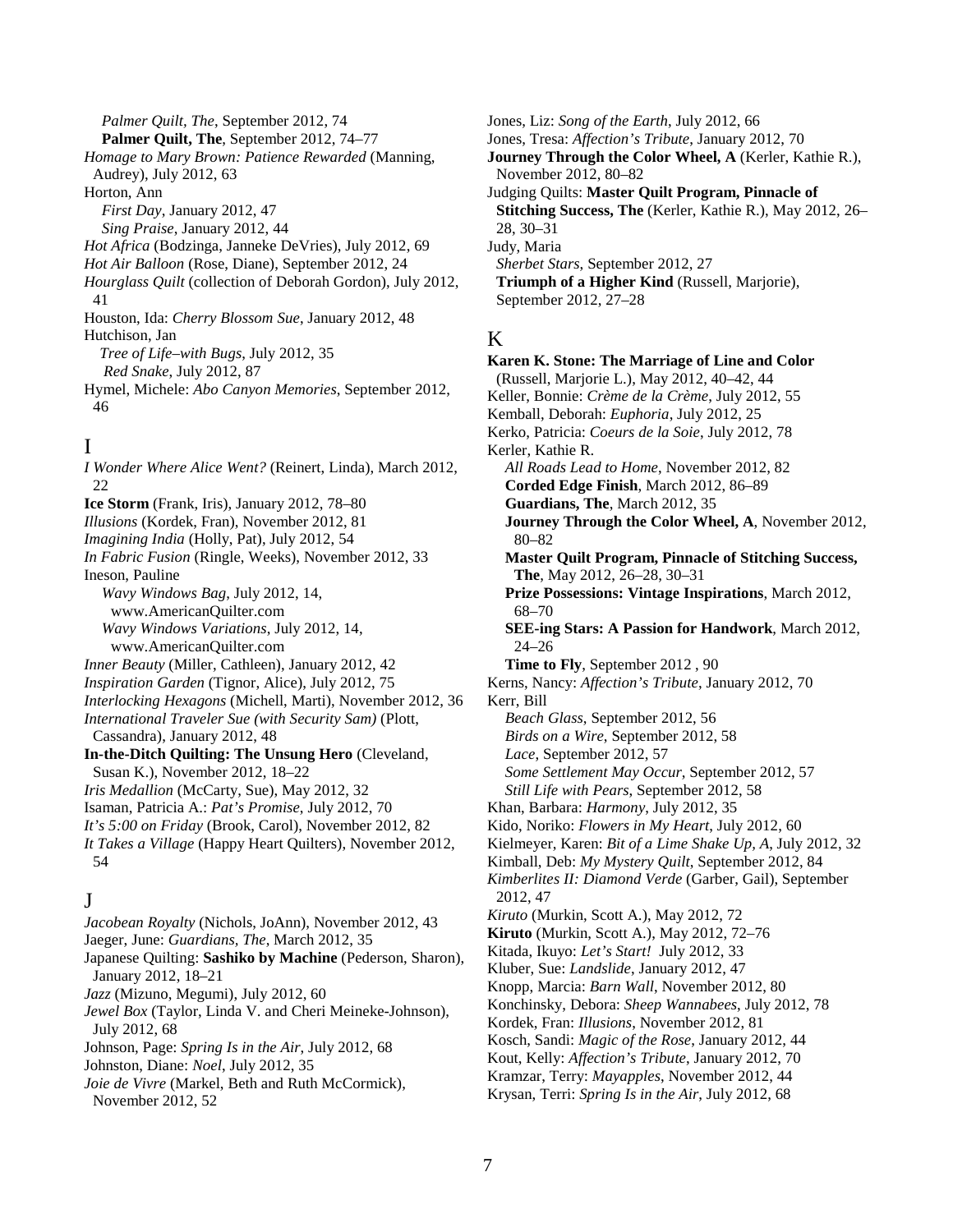*Palmer Quilt, The*, September 2012, 74
**Palmer Quilt, The**, September 2012, 74–77
*Homage to Mary Brown: Patience Rewarded* (Manning, Audrey), July 2012, 63
Horton, Ann
*First Day*, January 2012, 47
*Sing Praise*, January 2012, 44
*Hot Africa* (Bodzinga, Janneke DeVries), July 2012, 69
*Hot Air Balloon* (Rose, Diane), September 2012, 24
*Hourglass Quilt* (collection of Deborah Gordon), July 2012, 41
Houston, Ida: *Cherry Blossom Sue*, January 2012, 48
Hutchison, Jan
*Tree of Life–with Bugs*, July 2012, 35
*Red Snake*, July 2012, 87
Hymel, Michele: *Abo Canyon Memories*, September 2012, 46

# I

*I Wonder Where Alice Went?* (Reinert, Linda), March 2012, 22
**Ice Storm** (Frank, Iris), January 2012, 78–80
*Illusions* (Kordek, Fran), November 2012, 81
*Imagining India* (Holly, Pat), July 2012, 54
*In Fabric Fusion* (Ringle, Weeks), November 2012, 33
Ineson, Pauline
*Wavy Windows Bag*, July 2012, 14, www.AmericanQuilter.com
*Wavy Windows Variations*, July 2012, 14, www.AmericanQuilter.com
*Inner Beauty* (Miller, Cathleen), January 2012, 42
*Inspiration Garden* (Tignor, Alice), July 2012, 75
*Interlocking Hexagons* (Michell, Marti), November 2012, 36
*International Traveler Sue (with Security Sam)* (Plott, Cassandra), January 2012, 48
**In-the-Ditch Quilting: The Unsung Hero** (Cleveland, Susan K.), November 2012, 18–22
*Iris Medallion* (McCarty, Sue), May 2012, 32
Isaman, Patricia A.: *Pat's Promise*, July 2012, 70
*It's 5:00 on Friday* (Brook, Carol), November 2012, 82
*It Takes a Village* (Happy Heart Quilters), November 2012, 54

# J

*Jacobean Royalty* (Nichols, JoAnn), November 2012, 43
Jaeger, June: *Guardians, The*, March 2012, 35
Japanese Quilting: **Sashiko by Machine** (Pederson, Sharon), January 2012, 18–21
*Jazz* (Mizuno, Megumi), July 2012, 60
*Jewel Box* (Taylor, Linda V. and Cheri Meineke-Johnson), July 2012, 68
Johnson, Page: *Spring Is in the Air*, July 2012, 68
Johnston, Diane: *Noel*, July 2012, 35
*Joie de Vivre* (Markel, Beth and Ruth McCormick), November 2012, 52
Jones, Liz: *Song of the Earth*, July 2012, 66
Jones, Tresa: *Affection's Tribute*, January 2012, 70
**Journey Through the Color Wheel, A** (Kerler, Kathie R.), November 2012, 80–82
Judging Quilts: **Master Quilt Program, Pinnacle of Stitching Success, The** (Kerler, Kathie R.), May 2012, 26–28, 30–31
Judy, Maria
*Sherbet Stars*, September 2012, 27
**Triumph of a Higher Kind** (Russell, Marjorie), September 2012, 27–28

# K

**Karen K. Stone: The Marriage of Line and Color** (Russell, Marjorie L.), May 2012, 40–42, 44
Keller, Bonnie: *Crème de la Crème*, July 2012, 55
Kemball, Deborah: *Euphoria*, July 2012, 25
Kerko, Patricia: *Coeurs de la Soie*, July 2012, 78
Kerler, Kathie R.
*All Roads Lead to Home*, November 2012, 82
**Corded Edge Finish**, March 2012, 86–89
**Guardians, The**, March 2012, 35
**Journey Through the Color Wheel, A**, November 2012, 80–82
**Master Quilt Program, Pinnacle of Stitching Success, The**, May 2012, 26–28, 30–31
**Prize Possessions: Vintage Inspirations**, March 2012, 68–70
**SEE-ing Stars: A Passion for Handwork**, March 2012, 24–26
**Time to Fly**, September 2012 , 90
Kerns, Nancy: *Affection's Tribute*, January 2012, 70
Kerr, Bill
*Beach Glass*, September 2012, 56
*Birds on a Wire*, September 2012, 58
*Lace*, September 2012, 57
*Some Settlement May Occur*, September 2012, 57
*Still Life with Pears*, September 2012, 58
Khan, Barbara: *Harmony*, July 2012, 35
Kido, Noriko: *Flowers in My Heart*, July 2012, 60
Kielmeyer, Karen: *Bit of a Lime Shake Up, A*, July 2012, 32
Kimball, Deb: *My Mystery Quilt*, September 2012, 84
*Kimberlites II: Diamond Verde* (Garber, Gail), September 2012, 47
*Kiruto* (Murkin, Scott A.), May 2012, 72
**Kiruto** (Murkin, Scott A.), May 2012, 72–76
Kitada, Ikuyo: *Let's Start!* July 2012, 33
Kluber, Sue: *Landslide*, January 2012, 47
Knopp, Marcia: *Barn Wall*, November 2012, 80
Konchinsky, Debora: *Sheep Wannabees*, July 2012, 78
Kordek, Fran: *Illusions*, November 2012, 81
Kosch, Sandi: *Magic of the Rose*, January 2012, 44
Kout, Kelly: *Affection's Tribute*, January 2012, 70
Kramzar, Terry: *Mayapples*, November 2012, 44
Krysan, Terri: *Spring Is in the Air*, July 2012, 68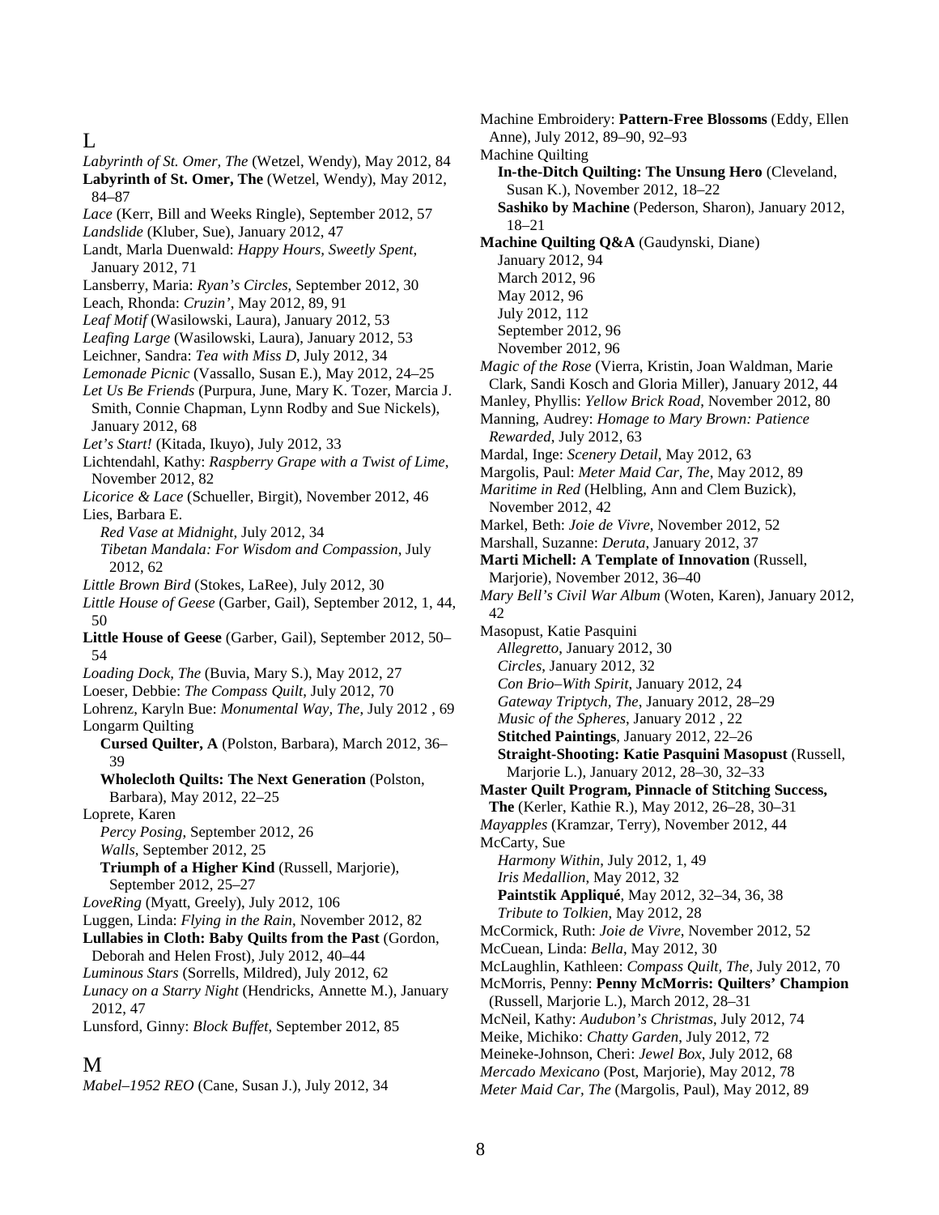## L

*Labyrinth of St. Omer, The* (Wetzel, Wendy), May 2012, 84
**Labyrinth of St. Omer, The** (Wetzel, Wendy), May 2012, 84–87
*Lace* (Kerr, Bill and Weeks Ringle), September 2012, 57
*Landslide* (Kluber, Sue), January 2012, 47
Landt, Marla Duenwald: *Happy Hours, Sweetly Spent*, January 2012, 71
Lansberry, Maria: *Ryan's Circles*, September 2012, 30
Leach, Rhonda: *Cruzin'*, May 2012, 89, 91
*Leaf Motif* (Wasilowski, Laura), January 2012, 53
*Leafing Large* (Wasilowski, Laura), January 2012, 53
Leichner, Sandra: *Tea with Miss D*, July 2012, 34
*Lemonade Picnic* (Vassallo, Susan E.), May 2012, 24–25
*Let Us Be Friends* (Purpura, June, Mary K. Tozer, Marcia J. Smith, Connie Chapman, Lynn Rodby and Sue Nickels), January 2012, 68
*Let's Start!* (Kitada, Ikuyo), July 2012, 33
Lichtendahl, Kathy: *Raspberry Grape with a Twist of Lime*, November 2012, 82
*Licorice & Lace* (Schueller, Birgit), November 2012, 46
Lies, Barbara E.
- *Red Vase at Midnight*, July 2012, 34
- *Tibetan Mandala: For Wisdom and Compassion*, July 2012, 62

*Little Brown Bird* (Stokes, LaRee), July 2012, 30
*Little House of Geese* (Garber, Gail), September 2012, 1, 44, 50
**Little House of Geese** (Garber, Gail), September 2012, 50–54
*Loading Dock, The* (Buvia, Mary S.), May 2012, 27
Loeser, Debbie: *The Compass Quilt*, July 2012, 70
Lohrenz, Karyln Bue: *Monumental Way, The*, July 2012 , 69
Longarm Quilting
- **Cursed Quilter, A** (Polston, Barbara), March 2012, 36–39
- **Wholecloth Quilts: The Next Generation** (Polston, Barbara), May 2012, 22–25

Loprete, Karen
- *Percy Posing*, September 2012, 26
- *Walls*, September 2012, 25
- **Triumph of a Higher Kind** (Russell, Marjorie), September 2012, 25–27

*LoveRing* (Myatt, Greely), July 2012, 106
Luggen, Linda: *Flying in the Rain*, November 2012, 82
**Lullabies in Cloth: Baby Quilts from the Past** (Gordon, Deborah and Helen Frost), July 2012, 40–44
*Luminous Stars* (Sorrells, Mildred), July 2012, 62
*Lunacy on a Starry Night* (Hendricks, Annette M.), January 2012, 47
Lunsford, Ginny: *Block Buffet*, September 2012, 85

## M

*Mabel–1952 REO* (Cane, Susan J.), July 2012, 34
Machine Embroidery: **Pattern-Free Blossoms** (Eddy, Ellen Anne), July 2012, 89–90, 92–93
Machine Quilting
- **In-the-Ditch Quilting: The Unsung Hero** (Cleveland, Susan K.), November 2012, 18–22
- **Sashiko by Machine** (Pederson, Sharon), January 2012, 18–21

**Machine Quilting Q&A** (Gaudynski, Diane)
- January 2012, 94
- March 2012, 96
- May 2012, 96
- July 2012, 112
- September 2012, 96
- November 2012, 96

*Magic of the Rose* (Vierra, Kristin, Joan Waldman, Marie Clark, Sandi Kosch and Gloria Miller), January 2012, 44
Manley, Phyllis: *Yellow Brick Road*, November 2012, 80
Manning, Audrey: *Homage to Mary Brown: Patience Rewarded*, July 2012, 63
Mardal, Inge: *Scenery Detail*, May 2012, 63
Margolis, Paul: *Meter Maid Car, The*, May 2012, 89
*Maritime in Red* (Helbling, Ann and Clem Buzick), November 2012, 42
Markel, Beth: *Joie de Vivre*, November 2012, 52
Marshall, Suzanne: *Deruta*, January 2012, 37
**Marti Michell: A Template of Innovation** (Russell, Marjorie), November 2012, 36–40
*Mary Bell's Civil War Album* (Woten, Karen), January 2012, 42
Masopust, Katie Pasquini
- *Allegretto*, January 2012, 30
- *Circles*, January 2012, 32
- *Con Brio–With Spirit*, January 2012, 24
- *Gateway Triptych, The*, January 2012, 28–29
- *Music of the Spheres*, January 2012 , 22
- **Stitched Paintings**, January 2012, 22–26
- **Straight-Shooting: Katie Pasquini Masopust** (Russell, Marjorie L.), January 2012, 28–30, 32–33

**Master Quilt Program, Pinnacle of Stitching Success, The** (Kerler, Kathie R.), May 2012, 26–28, 30–31
*Mayapples* (Kramzar, Terry), November 2012, 44
McCarty, Sue
- *Harmony Within*, July 2012, 1, 49
- *Iris Medallion*, May 2012, 32
- **Paintstik Appliqué**, May 2012, 32–34, 36, 38
- *Tribute to Tolkien*, May 2012, 28

McCormick, Ruth: *Joie de Vivre*, November 2012, 52
McCuean, Linda: *Bella*, May 2012, 30
McLaughlin, Kathleen: *Compass Quilt, The*, July 2012, 70
McMorris, Penny: **Penny McMorris: Quilters' Champion** (Russell, Marjorie L.), March 2012, 28–31
McNeil, Kathy: *Audubon's Christmas*, July 2012, 74
Meike, Michiko: *Chatty Garden*, July 2012, 72
Meineke-Johnson, Cheri: *Jewel Box*, July 2012, 68
*Mercado Mexicano* (Post, Marjorie), May 2012, 78
*Meter Maid Car, The* (Margolis, Paul), May 2012, 89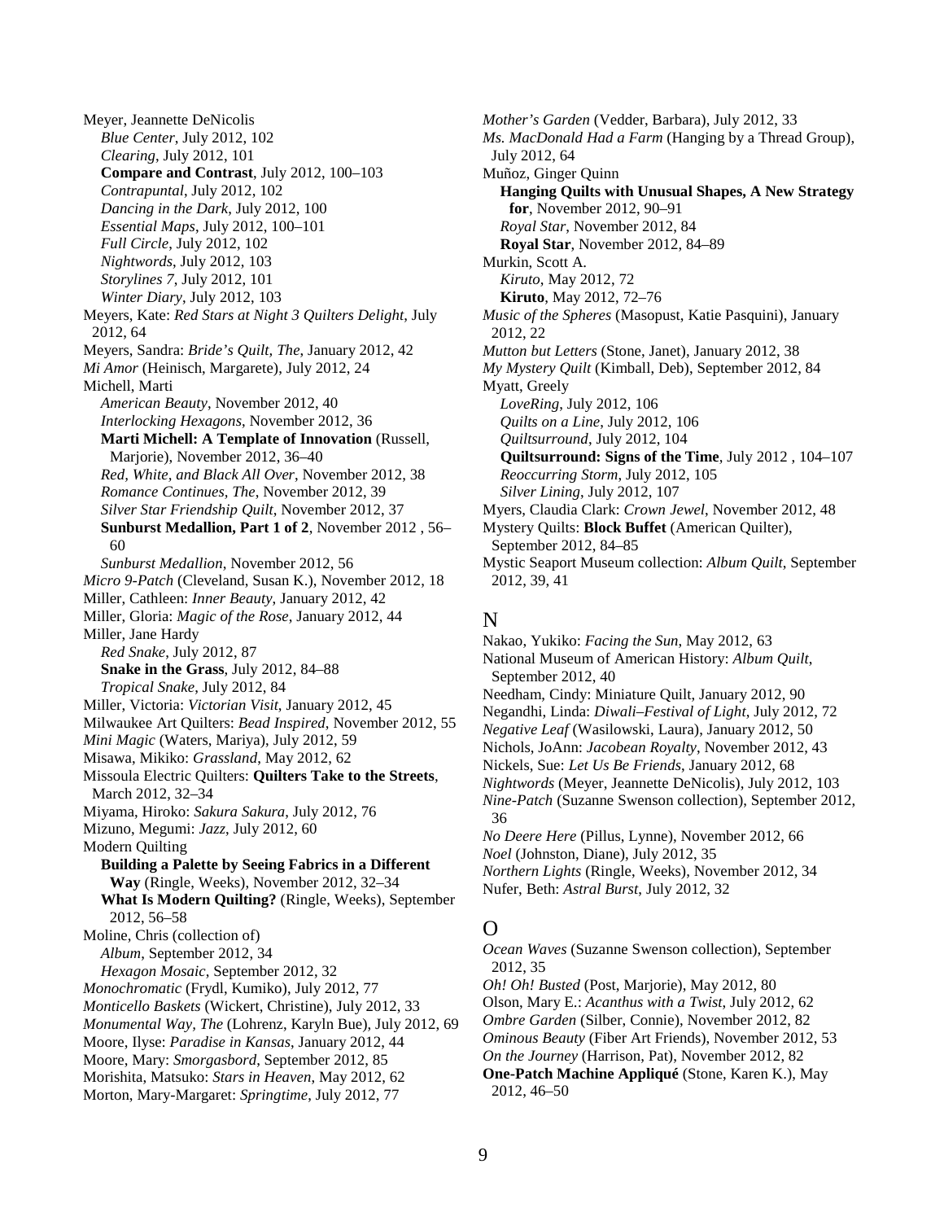Meyer, Jeannette DeNicolis
- *Blue Center*, July 2012, 102
- *Clearing*, July 2012, 101
- **Compare and Contrast**, July 2012, 100–103
- *Contrapuntal*, July 2012, 102
- *Dancing in the Dark*, July 2012, 100
- *Essential Maps*, July 2012, 100–101
- *Full Circle*, July 2012, 102
- *Nightwords*, July 2012, 103
- *Storylines 7*, July 2012, 101
- *Winter Diary*, July 2012, 103

Meyers, Kate: *Red Stars at Night 3 Quilters Delight*, July 2012, 64

Meyers, Sandra: *Bride's Quilt, The*, January 2012, 42

*Mi Amor* (Heinisch, Margarete), July 2012, 24

Michell, Marti
- *American Beauty*, November 2012, 40
- *Interlocking Hexagons*, November 2012, 36
- **Marti Michell: A Template of Innovation** (Russell, Marjorie), November 2012, 36–40
- *Red, White, and Black All Over*, November 2012, 38
- *Romance Continues, The*, November 2012, 39
- *Silver Star Friendship Quilt*, November 2012, 37
- **Sunburst Medallion, Part 1 of 2**, November 2012 , 56–60
- *Sunburst Medallion*, November 2012, 56

*Micro 9-Patch* (Cleveland, Susan K.), November 2012, 18

Miller, Cathleen: *Inner Beauty*, January 2012, 42

Miller, Gloria: *Magic of the Rose*, January 2012, 44

Miller, Jane Hardy
- *Red Snake*, July 2012, 87
- **Snake in the Grass**, July 2012, 84–88
- *Tropical Snake*, July 2012, 84

Miller, Victoria: *Victorian Visit*, January 2012, 45

Milwaukee Art Quilters: *Bead Inspired*, November 2012, 55

*Mini Magic* (Waters, Mariya), July 2012, 59

Misawa, Mikiko: *Grassland*, May 2012, 62

Missoula Electric Quilters: **Quilters Take to the Streets**, March 2012, 32–34

Miyama, Hiroko: *Sakura Sakura*, July 2012, 76

Mizuno, Megumi: *Jazz*, July 2012, 60

Modern Quilting
- **Building a Palette by Seeing Fabrics in a Different Way** (Ringle, Weeks), November 2012, 32–34
- **What Is Modern Quilting?** (Ringle, Weeks), September 2012, 56–58

Moline, Chris (collection of)
- *Album*, September 2012, 34
- *Hexagon Mosaic*, September 2012, 32

*Monochromatic* (Frydl, Kumiko), July 2012, 77

*Monticello Baskets* (Wickert, Christine), July 2012, 33

*Monumental Way, The* (Lohrenz, Karyln Bue), July 2012, 69

Moore, Ilyse: *Paradise in Kansas*, January 2012, 44

Moore, Mary: *Smorgasbord*, September 2012, 85

Morishita, Matsuko: *Stars in Heaven*, May 2012, 62

Morton, Mary-Margaret: *Springtime*, July 2012, 77

*Mother's Garden* (Vedder, Barbara), July 2012, 33

*Ms. MacDonald Had a Farm* (Hanging by a Thread Group), July 2012, 64

Muñoz, Ginger Quinn
- **Hanging Quilts with Unusual Shapes, A New Strategy for**, November 2012, 90–91
- *Royal Star*, November 2012, 84
- **Royal Star**, November 2012, 84–89

Murkin, Scott A.
- *Kiruto*, May 2012, 72
- **Kiruto**, May 2012, 72–76

*Music of the Spheres* (Masopust, Katie Pasquini), January 2012, 22

*Mutton but Letters* (Stone, Janet), January 2012, 38

*My Mystery Quilt* (Kimball, Deb), September 2012, 84

Myatt, Greely
- *LoveRing*, July 2012, 106
- *Quilts on a Line*, July 2012, 106
- *Quiltsurround*, July 2012, 104
- **Quiltsurround: Signs of the Time**, July 2012 , 104–107
- *Reoccurring Storm*, July 2012, 105
- *Silver Lining*, July 2012, 107

Myers, Claudia Clark: *Crown Jewel*, November 2012, 48

Mystery Quilts: **Block Buffet** (American Quilter), September 2012, 84–85

Mystic Seaport Museum collection: *Album Quilt*, September 2012, 39, 41

## N

Nakao, Yukiko: *Facing the Sun*, May 2012, 63

National Museum of American History: *Album Quilt*, September 2012, 40

Needham, Cindy: Miniature Quilt, January 2012, 90

Negandhi, Linda: *Diwali–Festival of Light*, July 2012, 72

*Negative Leaf* (Wasilowski, Laura), January 2012, 50

Nichols, JoAnn: *Jacobean Royalty*, November 2012, 43

Nickels, Sue: *Let Us Be Friends*, January 2012, 68

*Nightwords* (Meyer, Jeannette DeNicolis), July 2012, 103

*Nine-Patch* (Suzanne Swenson collection), September 2012, 36

*No Deere Here* (Pillus, Lynne), November 2012, 66

*Noel* (Johnston, Diane), July 2012, 35

*Northern Lights* (Ringle, Weeks), November 2012, 34

Nufer, Beth: *Astral Burst*, July 2012, 32

## O

*Ocean Waves* (Suzanne Swenson collection), September 2012, 35

*Oh! Oh! Busted* (Post, Marjorie), May 2012, 80

Olson, Mary E.: *Acanthus with a Twist*, July 2012, 62

*Ombre Garden* (Silber, Connie), November 2012, 82

*Ominous Beauty* (Fiber Art Friends), November 2012, 53

*On the Journey* (Harrison, Pat), November 2012, 82

**One-Patch Machine Appliqué** (Stone, Karen K.), May 2012, 46–50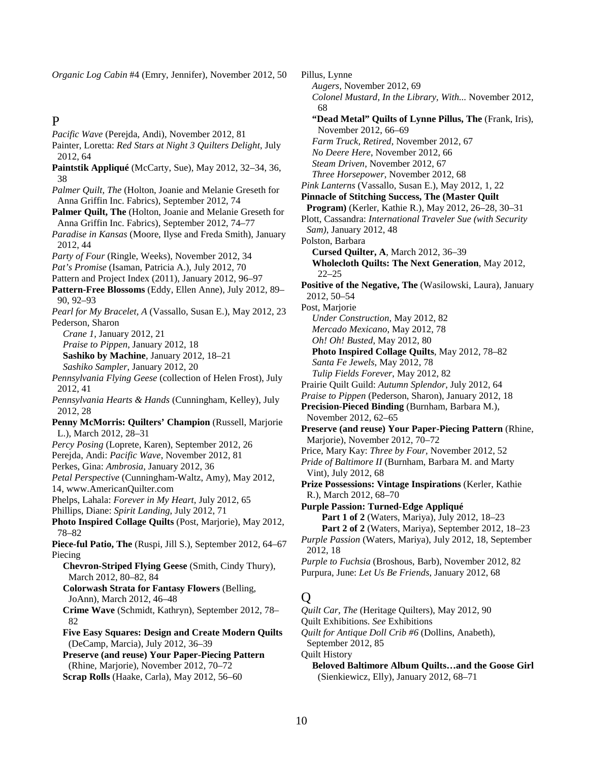*Organic Log Cabin* #4 (Emry, Jennifer), November 2012, 50

## P

*Pacific Wave* (Perejda, Andi), November 2012, 81

Painter, Loretta: *Red Stars at Night 3 Quilters Delight*, July 2012, 64

**Paintstik Appliqué** (McCarty, Sue), May 2012, 32–34, 36, 38

*Palmer Quilt, The* (Holton, Joanie and Melanie Greseth for Anna Griffin Inc. Fabrics), September 2012, 74

**Palmer Quilt, The** (Holton, Joanie and Melanie Greseth for Anna Griffin Inc. Fabrics), September 2012, 74–77

*Paradise in Kansas* (Moore, Ilyse and Freda Smith), January 2012, 44

*Party of Four* (Ringle, Weeks), November 2012, 34

*Pat's Promise* (Isaman, Patricia A.), July 2012, 70

Pattern and Project Index (2011), January 2012, 96–97

**Pattern-Free Blossoms** (Eddy, Ellen Anne), July 2012, 89–90, 92–93

*Pearl for My Bracelet, A* (Vassallo, Susan E.), May 2012, 23

Pederson, Sharon
- *Crane 1*, January 2012, 21
- *Praise to Pippen*, January 2012, 18
- **Sashiko by Machine**, January 2012, 18–21
- *Sashiko Sampler*, January 2012, 20

*Pennsylvania Flying Geese* (collection of Helen Frost), July 2012, 41

*Pennsylvania Hearts & Hands* (Cunningham, Kelley), July 2012, 28

**Penny McMorris: Quilters' Champion** (Russell, Marjorie L.), March 2012, 28–31

*Percy Posing* (Loprete, Karen), September 2012, 26

Perejda, Andi: *Pacific Wave*, November 2012, 81

Perkes, Gina: *Ambrosia*, January 2012, 36

*Petal Perspective* (Cunningham-Waltz, Amy), May 2012, 14, www.AmericanQuilter.com

Phelps, Lahala: *Forever in My Heart*, July 2012, 65

Phillips, Diane: *Spirit Landing*, July 2012, 71

**Photo Inspired Collage Quilts** (Post, Marjorie), May 2012, 78–82

**Piece-ful Patio, The** (Ruspi, Jill S.), September 2012, 64–67

Piecing
- **Chevron-Striped Flying Geese** (Smith, Cindy Thury), March 2012, 80–82, 84
- **Colorwash Strata for Fantasy Flowers** (Belling, JoAnn), March 2012, 46–48
- **Crime Wave** (Schmidt, Kathryn), September 2012, 78–82
- **Five Easy Squares: Design and Create Modern Quilts** (DeCamp, Marcia), July 2012, 36–39
- **Preserve (and reuse) Your Paper-Piecing Pattern** (Rhine, Marjorie), November 2012, 70–72
- **Scrap Rolls** (Haake, Carla), May 2012, 56–60

Pillus, Lynne
- *Augers*, November 2012, 69
- *Colonel Mustard, In the Library, With...* November 2012, 68
- **"Dead Metal" Quilts of Lynne Pillus, The** (Frank, Iris), November 2012, 66–69
- *Farm Truck, Retired*, November 2012, 67
- *No Deere Here*, November 2012, 66
- *Steam Driven*, November 2012, 67
- *Three Horsepower*, November 2012, 68

*Pink Lanterns* (Vassallo, Susan E.), May 2012, 1, 22

**Pinnacle of Stitching Success, The (Master Quilt Program)** (Kerler, Kathie R.), May 2012, 26–28, 30–31

Plott, Cassandra: *International Traveler Sue (with Security Sam)*, January 2012, 48

Polston, Barbara
- **Cursed Quilter, A**, March 2012, 36–39
- **Wholecloth Quilts: The Next Generation**, May 2012, 22–25

**Positive of the Negative, The** (Wasilowski, Laura), January 2012, 50–54

Post, Marjorie
- *Under Construction*, May 2012, 82
- *Mercado Mexicano*, May 2012, 78
- *Oh! Oh! Busted*, May 2012, 80
- **Photo Inspired Collage Quilts**, May 2012, 78–82
- *Santa Fe Jewels*, May 2012, 78
- *Tulip Fields Forever*, May 2012, 82

Prairie Quilt Guild: *Autumn Splendor*, July 2012, 64

*Praise to Pippen* (Pederson, Sharon), January 2012, 18

**Precision-Pieced Binding** (Burnham, Barbara M.), November 2012, 62–65

**Preserve (and reuse) Your Paper-Piecing Pattern** (Rhine, Marjorie), November 2012, 70–72

Price, Mary Kay: *Three by Four*, November 2012, 52

*Pride of Baltimore II* (Burnham, Barbara M. and Marty Vint), July 2012, 68

**Prize Possessions: Vintage Inspirations** (Kerler, Kathie R.), March 2012, 68–70

**Purple Passion: Turned-Edge Appliqué**
- **Part 1 of 2** (Waters, Mariya), July 2012, 18–23
- **Part 2 of 2** (Waters, Mariya), September 2012, 18–23

*Purple Passion* (Waters, Mariya), July 2012, 18, September 2012, 18

*Purple to Fuchsia* (Broshous, Barb), November 2012, 82

Purpura, June: *Let Us Be Friends*, January 2012, 68

## Q

*Quilt Car, The* (Heritage Quilters), May 2012, 90

Quilt Exhibitions. *See* Exhibitions

*Quilt for Antique Doll Crib #6* (Dollins, Anabeth), September 2012, 85

Quilt History
- **Beloved Baltimore Album Quilts…and the Goose Girl** (Sienkiewicz, Elly), January 2012, 68–71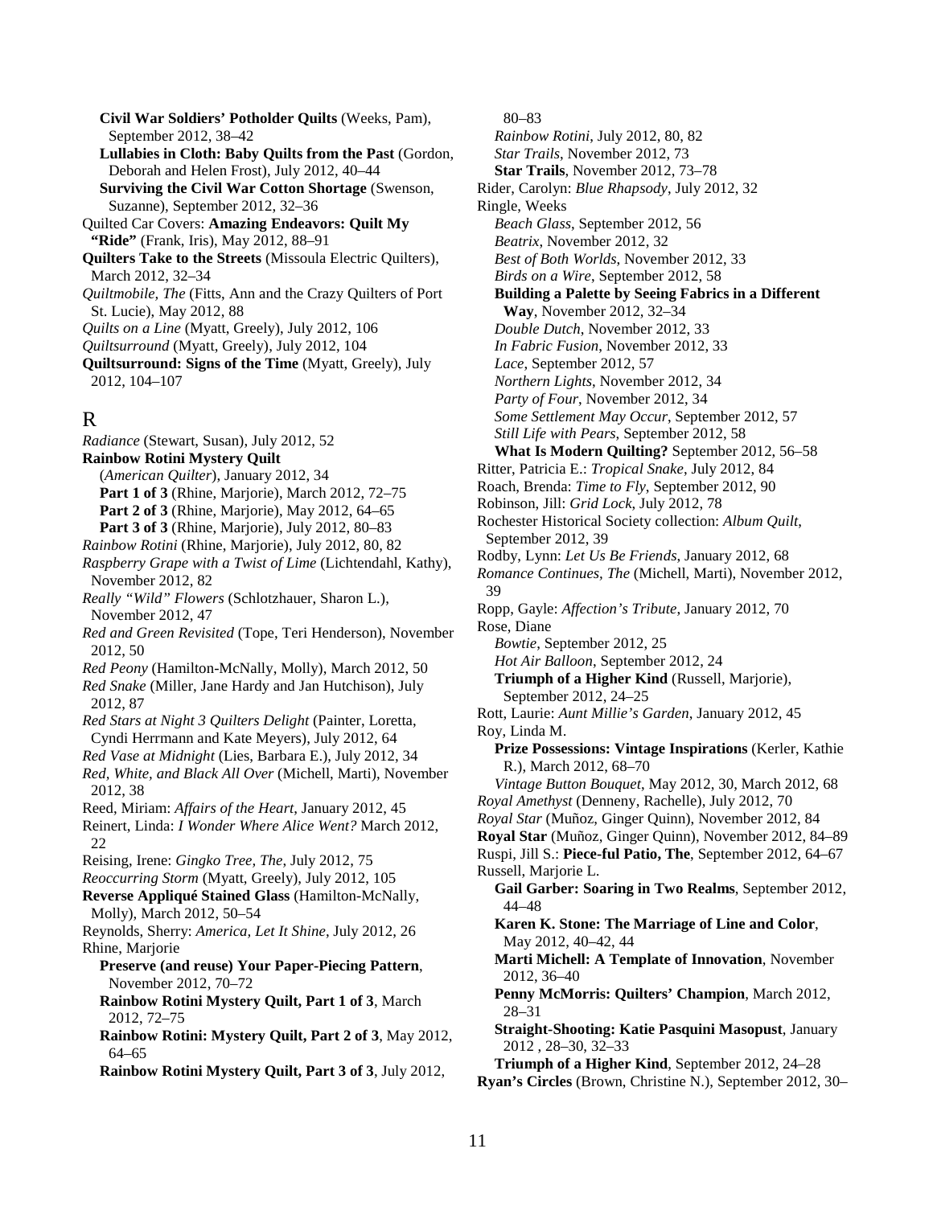**Civil War Soldiers' Potholder Quilts** (Weeks, Pam), September 2012, 38–42
**Lullabies in Cloth: Baby Quilts from the Past** (Gordon, Deborah and Helen Frost), July 2012, 40–44
**Surviving the Civil War Cotton Shortage** (Swenson, Suzanne), September 2012, 32–36

Quilted Car Covers: **Amazing Endeavors: Quilt My "Ride"** (Frank, Iris), May 2012, 88–91
**Quilters Take to the Streets** (Missoula Electric Quilters), March 2012, 32–34
*Quiltmobile, The* (Fitts, Ann and the Crazy Quilters of Port St. Lucie), May 2012, 88
*Quilts on a Line* (Myatt, Greely), July 2012, 106
*Quiltsurround* (Myatt, Greely), July 2012, 104
**Quiltsurround: Signs of the Time** (Myatt, Greely), July 2012, 104–107

## R

*Radiance* (Stewart, Susan), July 2012, 52
**Rainbow Rotini Mystery Quilt**
(*American Quilter*), January 2012, 34
**Part 1 of 3** (Rhine, Marjorie), March 2012, 72–75
**Part 2 of 3** (Rhine, Marjorie), May 2012, 64–65
**Part 3 of 3** (Rhine, Marjorie), July 2012, 80–83
*Rainbow Rotini* (Rhine, Marjorie), July 2012, 80, 82
*Raspberry Grape with a Twist of Lime* (Lichtendahl, Kathy), November 2012, 82
*Really "Wild" Flowers* (Schlotzhauer, Sharon L.), November 2012, 47
*Red and Green Revisited* (Tope, Teri Henderson), November 2012, 50
*Red Peony* (Hamilton-McNally, Molly), March 2012, 50
*Red Snake* (Miller, Jane Hardy and Jan Hutchison), July 2012, 87
*Red Stars at Night 3 Quilters Delight* (Painter, Loretta, Cyndi Herrmann and Kate Meyers), July 2012, 64
*Red Vase at Midnight* (Lies, Barbara E.), July 2012, 34
*Red, White, and Black All Over* (Michell, Marti), November 2012, 38
Reed, Miriam: *Affairs of the Heart*, January 2012, 45
Reinert, Linda: *I Wonder Where Alice Went?* March 2012, 22
Reising, Irene: *Gingko Tree, The*, July 2012, 75
*Reoccurring Storm* (Myatt, Greely), July 2012, 105
**Reverse Appliqué Stained Glass** (Hamilton-McNally, Molly), March 2012, 50–54
Reynolds, Sherry: *America, Let It Shine*, July 2012, 26
Rhine, Marjorie
**Preserve (and reuse) Your Paper-Piecing Pattern**, November 2012, 70–72
**Rainbow Rotini Mystery Quilt, Part 1 of 3**, March 2012, 72–75
**Rainbow Rotini: Mystery Quilt, Part 2 of 3**, May 2012, 64–65
**Rainbow Rotini Mystery Quilt, Part 3 of 3**, July 2012, 80–83
*Rainbow Rotini*, July 2012, 80, 82
*Star Trails*, November 2012, 73
**Star Trails**, November 2012, 73–78
Rider, Carolyn: *Blue Rhapsody*, July 2012, 32
Ringle, Weeks
*Beach Glass*, September 2012, 56
*Beatrix*, November 2012, 32
*Best of Both Worlds*, November 2012, 33
*Birds on a Wire*, September 2012, 58
**Building a Palette by Seeing Fabrics in a Different Way**, November 2012, 32–34
*Double Dutch*, November 2012, 33
*In Fabric Fusion*, November 2012, 33
*Lace*, September 2012, 57
*Northern Lights*, November 2012, 34
*Party of Four*, November 2012, 34
*Some Settlement May Occur*, September 2012, 57
*Still Life with Pears*, September 2012, 58
**What Is Modern Quilting?** September 2012, 56–58
Ritter, Patricia E.: *Tropical Snake*, July 2012, 84
Roach, Brenda: *Time to Fly*, September 2012, 90
Robinson, Jill: *Grid Lock*, July 2012, 78
Rochester Historical Society collection: *Album Quilt*, September 2012, 39
Rodby, Lynn: *Let Us Be Friends*, January 2012, 68
*Romance Continues, The* (Michell, Marti), November 2012, 39
Ropp, Gayle: *Affection's Tribute*, January 2012, 70
Rose, Diane
*Bowtie*, September 2012, 25
*Hot Air Balloon*, September 2012, 24
**Triumph of a Higher Kind** (Russell, Marjorie), September 2012, 24–25
Rott, Laurie: *Aunt Millie's Garden*, January 2012, 45
Roy, Linda M.
**Prize Possessions: Vintage Inspirations** (Kerler, Kathie R.), March 2012, 68–70
*Vintage Button Bouquet*, May 2012, 30, March 2012, 68
*Royal Amethyst* (Denneny, Rachelle), July 2012, 70
*Royal Star* (Muñoz, Ginger Quinn), November 2012, 84
**Royal Star** (Muñoz, Ginger Quinn), November 2012, 84–89
Ruspi, Jill S.: **Piece-ful Patio, The**, September 2012, 64–67
Russell, Marjorie L.
**Gail Garber: Soaring in Two Realms**, September 2012, 44–48
**Karen K. Stone: The Marriage of Line and Color**, May 2012, 40–42, 44
**Marti Michell: A Template of Innovation**, November 2012, 36–40
**Penny McMorris: Quilters' Champion**, March 2012, 28–31
**Straight-Shooting: Katie Pasquini Masopust**, January 2012 , 28–30, 32–33
**Triumph of a Higher Kind**, September 2012, 24–28
**Ryan's Circles** (Brown, Christine N.), September 2012, 30–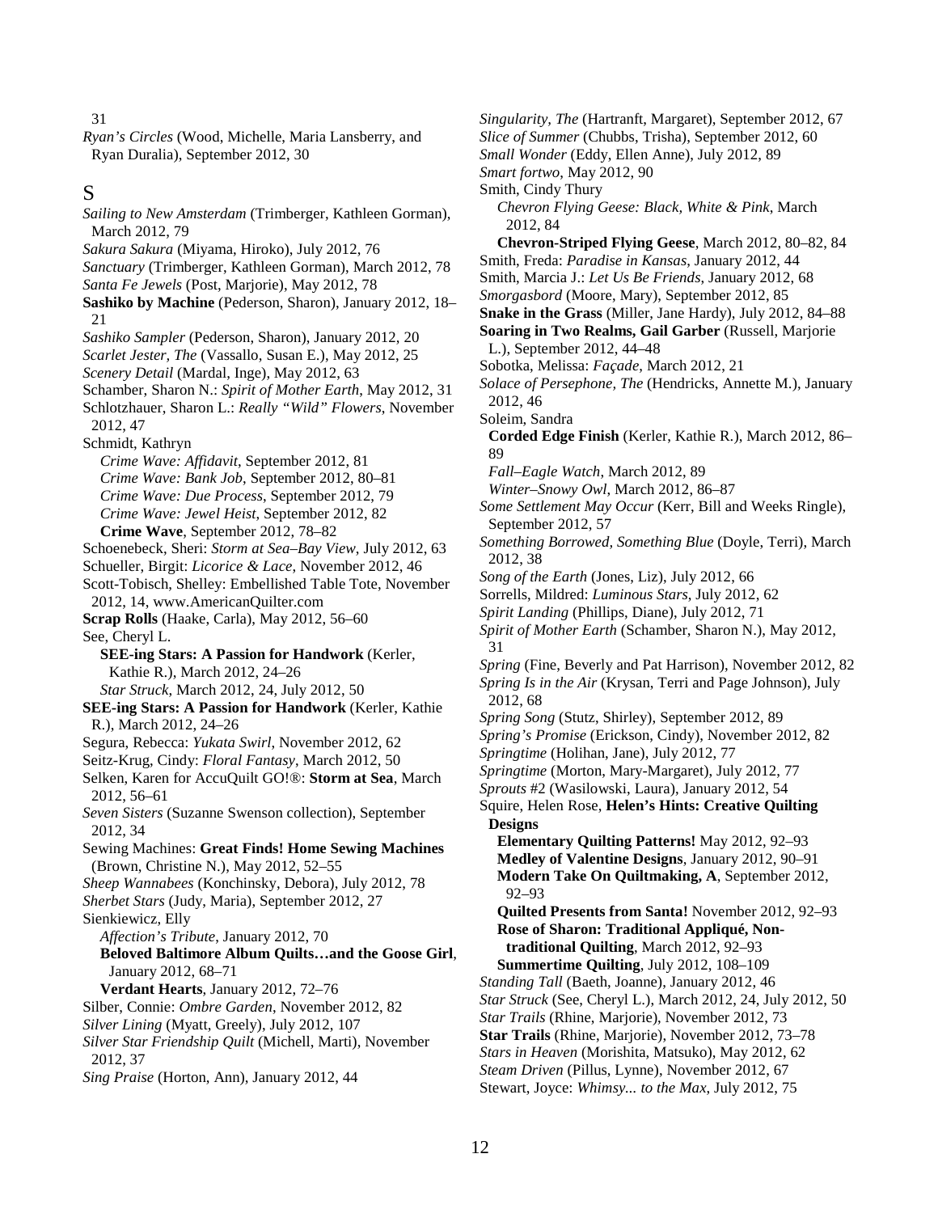31

*Ryan's Circles* (Wood, Michelle, Maria Lansberry, and Ryan Duralia), September 2012, 30

## S

*Sailing to New Amsterdam* (Trimberger, Kathleen Gorman), March 2012, 79

*Sakura Sakura* (Miyama, Hiroko), July 2012, 76

*Sanctuary* (Trimberger, Kathleen Gorman), March 2012, 78

*Santa Fe Jewels* (Post, Marjorie), May 2012, 78

**Sashiko by Machine** (Pederson, Sharon), January 2012, 18–21

*Sashiko Sampler* (Pederson, Sharon), January 2012, 20

*Scarlet Jester, The* (Vassallo, Susan E.), May 2012, 25

*Scenery Detail* (Mardal, Inge), May 2012, 63

Schamber, Sharon N.: *Spirit of Mother Earth*, May 2012, 31

Schlotzhauer, Sharon L.: *Really "Wild" Flowers*, November 2012, 47

Schmidt, Kathryn

*Crime Wave: Affidavit*, September 2012, 81

*Crime Wave: Bank Job*, September 2012, 80–81

*Crime Wave: Due Process*, September 2012, 79

*Crime Wave: Jewel Heist*, September 2012, 82

**Crime Wave**, September 2012, 78–82

Schoenebeck, Sheri: *Storm at Sea–Bay View*, July 2012, 63

Schueller, Birgit: *Licorice & Lace*, November 2012, 46

Scott-Tobisch, Shelley: Embellished Table Tote, November 2012, 14, www.AmericanQuilter.com

**Scrap Rolls** (Haake, Carla), May 2012, 56–60

See, Cheryl L.

**SEE-ing Stars: A Passion for Handwork** (Kerler, Kathie R.), March 2012, 24–26

*Star Struck*, March 2012, 24, July 2012, 50

**SEE-ing Stars: A Passion for Handwork** (Kerler, Kathie R.), March 2012, 24–26

Segura, Rebecca: *Yukata Swirl*, November 2012, 62

Seitz-Krug, Cindy: *Floral Fantasy*, March 2012, 50

Selken, Karen for AccuQuilt GO!®: **Storm at Sea**, March 2012, 56–61

*Seven Sisters* (Suzanne Swenson collection), September 2012, 34

Sewing Machines: **Great Finds! Home Sewing Machines** (Brown, Christine N.), May 2012, 52–55

*Sheep Wannabees* (Konchinsky, Debora), July 2012, 78

*Sherbet Stars* (Judy, Maria), September 2012, 27

Sienkiewicz, Elly

*Affection's Tribute*, January 2012, 70

**Beloved Baltimore Album Quilts…and the Goose Girl**, January 2012, 68–71

**Verdant Hearts**, January 2012, 72–76

Silber, Connie: *Ombre Garden*, November 2012, 82

*Silver Lining* (Myatt, Greely), July 2012, 107

*Silver Star Friendship Quilt* (Michell, Marti), November 2012, 37

*Sing Praise* (Horton, Ann), January 2012, 44

*Singularity, The* (Hartranft, Margaret), September 2012, 67

*Slice of Summer* (Chubbs, Trisha), September 2012, 60

*Small Wonder* (Eddy, Ellen Anne), July 2012, 89

*Smart fortwo*, May 2012, 90

Smith, Cindy Thury

*Chevron Flying Geese: Black, White & Pink*, March 2012, 84

**Chevron-Striped Flying Geese**, March 2012, 80–82, 84

Smith, Freda: *Paradise in Kansas*, January 2012, 44

Smith, Marcia J.: *Let Us Be Friends*, January 2012, 68

*Smorgasbord* (Moore, Mary), September 2012, 85

**Snake in the Grass** (Miller, Jane Hardy), July 2012, 84–88

**Soaring in Two Realms, Gail Garber** (Russell, Marjorie L.), September 2012, 44–48

Sobotka, Melissa: *Façade*, March 2012, 21

*Solace of Persephone, The* (Hendricks, Annette M.), January 2012, 46

Soleim, Sandra

**Corded Edge Finish** (Kerler, Kathie R.), March 2012, 86–89

*Fall–Eagle Watch*, March 2012, 89

*Winter–Snowy Owl*, March 2012, 86–87

*Some Settlement May Occur* (Kerr, Bill and Weeks Ringle), September 2012, 57

*Something Borrowed, Something Blue* (Doyle, Terri), March 2012, 38

*Song of the Earth* (Jones, Liz), July 2012, 66

Sorrells, Mildred: *Luminous Stars*, July 2012, 62

*Spirit Landing* (Phillips, Diane), July 2012, 71

*Spirit of Mother Earth* (Schamber, Sharon N.), May 2012, 31

*Spring* (Fine, Beverly and Pat Harrison), November 2012, 82

*Spring Is in the Air* (Krysan, Terri and Page Johnson), July 2012, 68

*Spring Song* (Stutz, Shirley), September 2012, 89

*Spring's Promise* (Erickson, Cindy), November 2012, 82

*Springtime* (Holihan, Jane), July 2012, 77

*Springtime* (Morton, Mary-Margaret), July 2012, 77

*Sprouts* #2 (Wasilowski, Laura), January 2012, 54

Squire, Helen Rose, **Helen's Hints: Creative Quilting Designs**

**Elementary Quilting Patterns!** May 2012, 92–93

**Medley of Valentine Designs**, January 2012, 90–91

**Modern Take On Quiltmaking, A**, September 2012, 92–93

**Quilted Presents from Santa!** November 2012, 92–93

**Rose of Sharon: Traditional Appliqué, Non-traditional Quilting**, March 2012, 92–93

**Summertime Quilting**, July 2012, 108–109

*Standing Tall* (Baeth, Joanne), January 2012, 46

*Star Struck* (See, Cheryl L.), March 2012, 24, July 2012, 50

*Star Trails* (Rhine, Marjorie), November 2012, 73

**Star Trails** (Rhine, Marjorie), November 2012, 73–78

*Stars in Heaven* (Morishita, Matsuko), May 2012, 62

*Steam Driven* (Pillus, Lynne), November 2012, 67

Stewart, Joyce: *Whimsy... to the Max*, July 2012, 75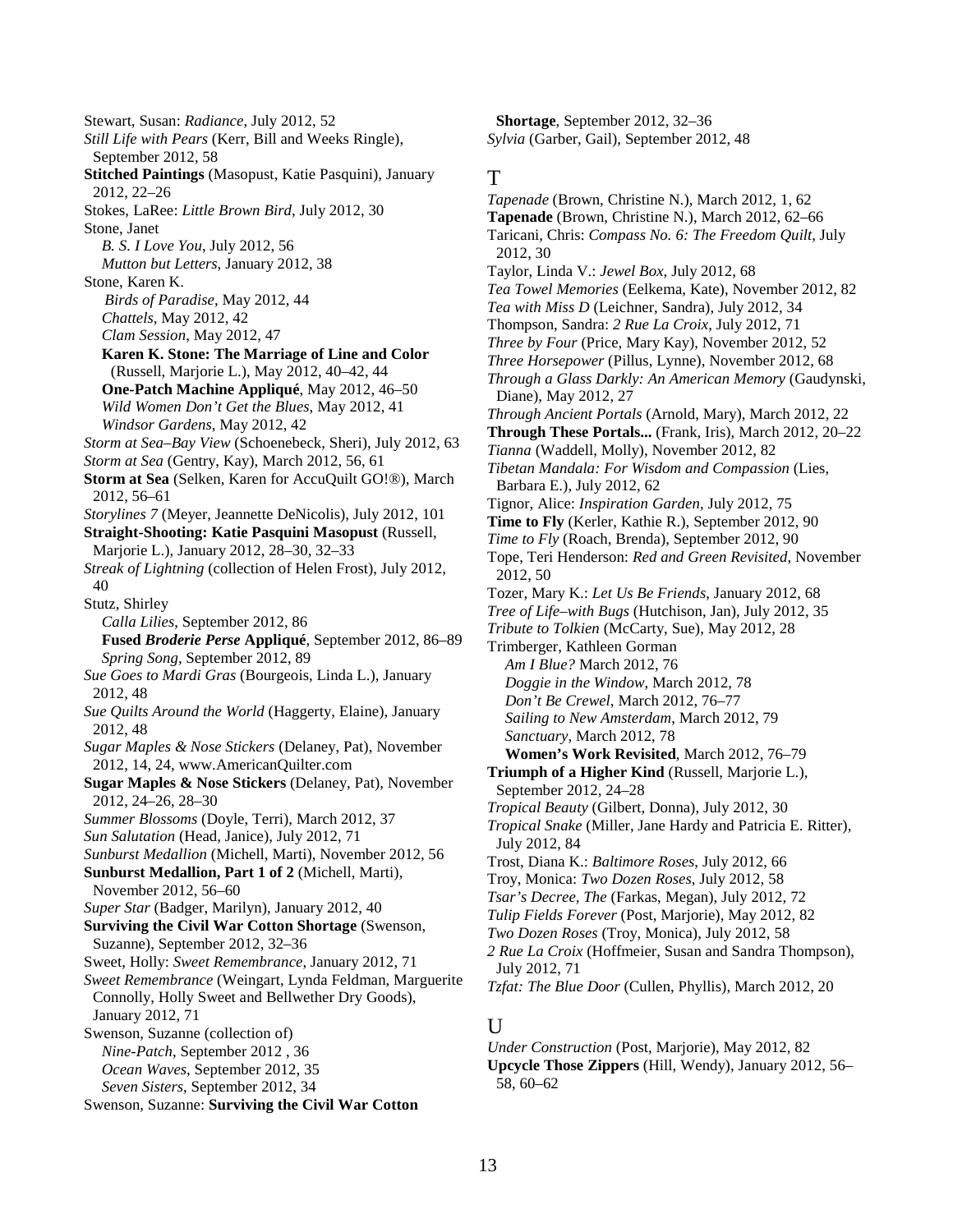Stewart, Susan: *Radiance*, July 2012, 52

*Still Life with Pears* (Kerr, Bill and Weeks Ringle), September 2012, 58

**Stitched Paintings** (Masopust, Katie Pasquini), January 2012, 22–26

Stokes, LaRee: *Little Brown Bird*, July 2012, 30

Stone, Janet

*B. S. I Love You*, July 2012, 56

*Mutton but Letters*, January 2012, 38

Stone, Karen K.

*Birds of Paradise*, May 2012, 44

*Chattels*, May 2012, 42

*Clam Session*, May 2012, 47

**Karen K. Stone: The Marriage of Line and Color** (Russell, Marjorie L.), May 2012, 40–42, 44

**One-Patch Machine Appliqué**, May 2012, 46–50

*Wild Women Don't Get the Blues*, May 2012, 41

*Windsor Gardens*, May 2012, 42

*Storm at Sea–Bay View* (Schoenebeck, Sheri), July 2012, 63

*Storm at Sea* (Gentry, Kay), March 2012, 56, 61

**Storm at Sea** (Selken, Karen for AccuQuilt GO!®), March 2012, 56–61

*Storylines 7* (Meyer, Jeannette DeNicolis), July 2012, 101

**Straight-Shooting: Katie Pasquini Masopust** (Russell, Marjorie L.), January 2012, 28–30, 32–33

*Streak of Lightning* (collection of Helen Frost), July 2012, 40

Stutz, Shirley

*Calla Lilies*, September 2012, 86

**Fused *Broderie Perse* Appliqué**, September 2012, 86–89

*Spring Song*, September 2012, 89

*Sue Goes to Mardi Gras* (Bourgeois, Linda L.), January 2012, 48

*Sue Quilts Around the World* (Haggerty, Elaine), January 2012, 48

*Sugar Maples & Nose Stickers* (Delaney, Pat), November 2012, 14, 24, www.AmericanQuilter.com

**Sugar Maples & Nose Stickers** (Delaney, Pat), November 2012, 24–26, 28–30

*Summer Blossoms* (Doyle, Terri), March 2012, 37

*Sun Salutation* (Head, Janice), July 2012, 71

*Sunburst Medallion* (Michell, Marti), November 2012, 56

**Sunburst Medallion, Part 1 of 2** (Michell, Marti), November 2012, 56–60

*Super Star* (Badger, Marilyn), January 2012, 40

**Surviving the Civil War Cotton Shortage** (Swenson, Suzanne), September 2012, 32–36

Sweet, Holly: *Sweet Remembrance*, January 2012, 71

*Sweet Remembrance* (Weingart, Lynda Feldman, Marguerite Connolly, Holly Sweet and Bellwether Dry Goods), January 2012, 71

Swenson, Suzanne (collection of)

*Nine-Patch*, September 2012 , 36

*Ocean Waves*, September 2012, 35

*Seven Sisters*, September 2012, 34

Swenson, Suzanne: **Surviving the Civil War Cotton Shortage**, September 2012, 32–36

*Sylvia* (Garber, Gail), September 2012, 48

## T

*Tapenade* (Brown, Christine N.), March 2012, 1, 62

**Tapenade** (Brown, Christine N.), March 2012, 62–66

Taricani, Chris: *Compass No. 6: The Freedom Quilt*, July 2012, 30

Taylor, Linda V.: *Jewel Box*, July 2012, 68

*Tea Towel Memories* (Eelkema, Kate), November 2012, 82

*Tea with Miss D* (Leichner, Sandra), July 2012, 34

Thompson, Sandra: *2 Rue La Croix*, July 2012, 71

*Three by Four* (Price, Mary Kay), November 2012, 52

*Three Horsepower* (Pillus, Lynne), November 2012, 68

*Through a Glass Darkly: An American Memory* (Gaudynski, Diane), May 2012, 27

*Through Ancient Portals* (Arnold, Mary), March 2012, 22

**Through These Portals...** (Frank, Iris), March 2012, 20–22

*Tianna* (Waddell, Molly), November 2012, 82

*Tibetan Mandala: For Wisdom and Compassion* (Lies, Barbara E.), July 2012, 62

Tignor, Alice: *Inspiration Garden*, July 2012, 75

**Time to Fly** (Kerler, Kathie R.), September 2012, 90

*Time to Fly* (Roach, Brenda), September 2012, 90

Tope, Teri Henderson: *Red and Green Revisited*, November 2012, 50

Tozer, Mary K.: *Let Us Be Friends*, January 2012, 68

*Tree of Life–with Bugs* (Hutchison, Jan), July 2012, 35

*Tribute to Tolkien* (McCarty, Sue), May 2012, 28

Trimberger, Kathleen Gorman

*Am I Blue?* March 2012, 76

*Doggie in the Window*, March 2012, 78

*Don't Be Crewel*, March 2012, 76–77

*Sailing to New Amsterdam*, March 2012, 79

*Sanctuary*, March 2012, 78

**Women's Work Revisited**, March 2012, 76–79

**Triumph of a Higher Kind** (Russell, Marjorie L.), September 2012, 24–28

*Tropical Beauty* (Gilbert, Donna), July 2012, 30

*Tropical Snake* (Miller, Jane Hardy and Patricia E. Ritter), July 2012, 84

Trost, Diana K.: *Baltimore Roses*, July 2012, 66

Troy, Monica: *Two Dozen Roses*, July 2012, 58

*Tsar's Decree, The* (Farkas, Megan), July 2012, 72

*Tulip Fields Forever* (Post, Marjorie), May 2012, 82

*Two Dozen Roses* (Troy, Monica), July 2012, 58

*2 Rue La Croix* (Hoffmeier, Susan and Sandra Thompson), July 2012, 71

*Tzfat: The Blue Door* (Cullen, Phyllis), March 2012, 20

## U

*Under Construction* (Post, Marjorie), May 2012, 82

**Upcycle Those Zippers** (Hill, Wendy), January 2012, 56–58, 60–62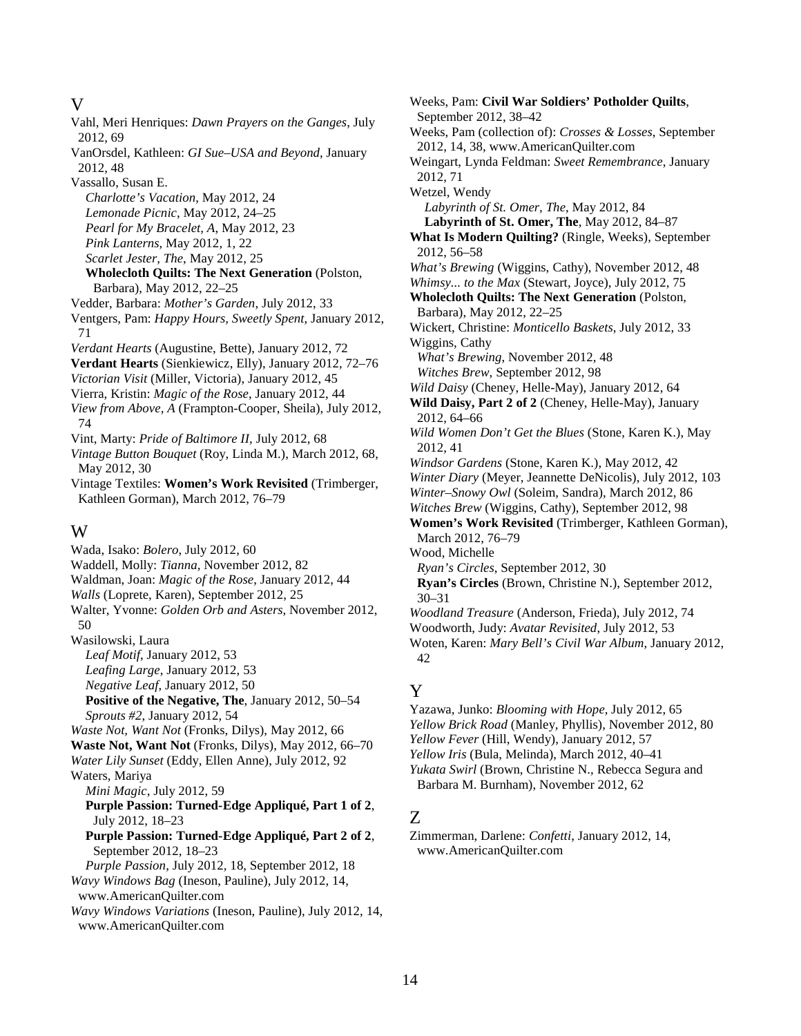## V

Vahl, Meri Henriques: *Dawn Prayers on the Ganges*, July 2012, 69

VanOrsdel, Kathleen: *GI Sue–USA and Beyond*, January 2012, 48

Vassallo, Susan E.

*Charlotte's Vacation*, May 2012, 24

*Lemonade Picnic*, May 2012, 24–25

*Pearl for My Bracelet, A*, May 2012, 23

*Pink Lanterns*, May 2012, 1, 22

*Scarlet Jester, The*, May 2012, 25

**Wholecloth Quilts: The Next Generation** (Polston, Barbara), May 2012, 22–25

Vedder, Barbara: *Mother's Garden*, July 2012, 33

Ventgers, Pam: *Happy Hours, Sweetly Spent*, January 2012, 71

*Verdant Hearts* (Augustine, Bette), January 2012, 72

**Verdant Hearts** (Sienkiewicz, Elly), January 2012, 72–76

*Victorian Visit* (Miller, Victoria), January 2012, 45

Vierra, Kristin: *Magic of the Rose*, January 2012, 44

*View from Above, A* (Frampton-Cooper, Sheila), July 2012, 74

Vint, Marty: *Pride of Baltimore II*, July 2012, 68

*Vintage Button Bouquet* (Roy, Linda M.), March 2012, 68, May 2012, 30

Vintage Textiles: **Women's Work Revisited** (Trimberger, Kathleen Gorman), March 2012, 76–79

## W

Wada, Isako: *Bolero*, July 2012, 60

Waddell, Molly: *Tianna*, November 2012, 82

Waldman, Joan: *Magic of the Rose*, January 2012, 44

*Walls* (Loprete, Karen), September 2012, 25

Walter, Yvonne: *Golden Orb and Asters*, November 2012, 50

Wasilowski, Laura

*Leaf Motif*, January 2012, 53

*Leafing Large*, January 2012, 53

*Negative Leaf*, January 2012, 50

**Positive of the Negative, The**, January 2012, 50–54

*Sprouts #2*, January 2012, 54

*Waste Not, Want Not* (Fronks, Dilys), May 2012, 66

**Waste Not, Want Not** (Fronks, Dilys), May 2012, 66–70

*Water Lily Sunset* (Eddy, Ellen Anne), July 2012, 92

Waters, Mariya

*Mini Magic*, July 2012, 59

**Purple Passion: Turned-Edge Appliqué, Part 1 of 2**, July 2012, 18–23

**Purple Passion: Turned-Edge Appliqué, Part 2 of 2**, September 2012, 18–23

*Purple Passion*, July 2012, 18, September 2012, 18

*Wavy Windows Bag* (Ineson, Pauline), July 2012, 14, www.AmericanQuilter.com

*Wavy Windows Variations* (Ineson, Pauline), July 2012, 14, www.AmericanQuilter.com

Weeks, Pam: **Civil War Soldiers' Potholder Quilts**, September 2012, 38–42

Weeks, Pam (collection of): *Crosses & Losses*, September 2012, 14, 38, www.AmericanQuilter.com

Weingart, Lynda Feldman: *Sweet Remembrance*, January 2012, 71

Wetzel, Wendy

*Labyrinth of St. Omer, The*, May 2012, 84

**Labyrinth of St. Omer, The**, May 2012, 84–87

**What Is Modern Quilting?** (Ringle, Weeks), September 2012, 56–58

*What's Brewing* (Wiggins, Cathy), November 2012, 48

*Whimsy... to the Max* (Stewart, Joyce), July 2012, 75

**Wholecloth Quilts: The Next Generation** (Polston, Barbara), May 2012, 22–25

Wickert, Christine: *Monticello Baskets*, July 2012, 33

Wiggins, Cathy

*What's Brewing*, November 2012, 48

*Witches Brew*, September 2012, 98

*Wild Daisy* (Cheney, Helle-May), January 2012, 64

**Wild Daisy, Part 2 of 2** (Cheney, Helle-May), January 2012, 64–66

*Wild Women Don't Get the Blues* (Stone, Karen K.), May 2012, 41

*Windsor Gardens* (Stone, Karen K.), May 2012, 42

*Winter Diary* (Meyer, Jeannette DeNicolis), July 2012, 103

*Winter–Snowy Owl* (Soleim, Sandra), March 2012, 86

*Witches Brew* (Wiggins, Cathy), September 2012, 98

**Women's Work Revisited** (Trimberger, Kathleen Gorman), March 2012, 76–79

Wood, Michelle

*Ryan's Circles*, September 2012, 30

**Ryan's Circles** (Brown, Christine N.), September 2012, 30–31

*Woodland Treasure* (Anderson, Frieda), July 2012, 74

Woodworth, Judy: *Avatar Revisited*, July 2012, 53

Woten, Karen: *Mary Bell's Civil War Album*, January 2012, 42

## Y

Yazawa, Junko: *Blooming with Hope*, July 2012, 65

*Yellow Brick Road* (Manley, Phyllis), November 2012, 80

*Yellow Fever* (Hill, Wendy), January 2012, 57

*Yellow Iris* (Bula, Melinda), March 2012, 40–41

*Yukata Swirl* (Brown, Christine N., Rebecca Segura and Barbara M. Burnham), November 2012, 62

## Z

Zimmerman, Darlene: *Confetti*, January 2012, 14, www.AmericanQuilter.com